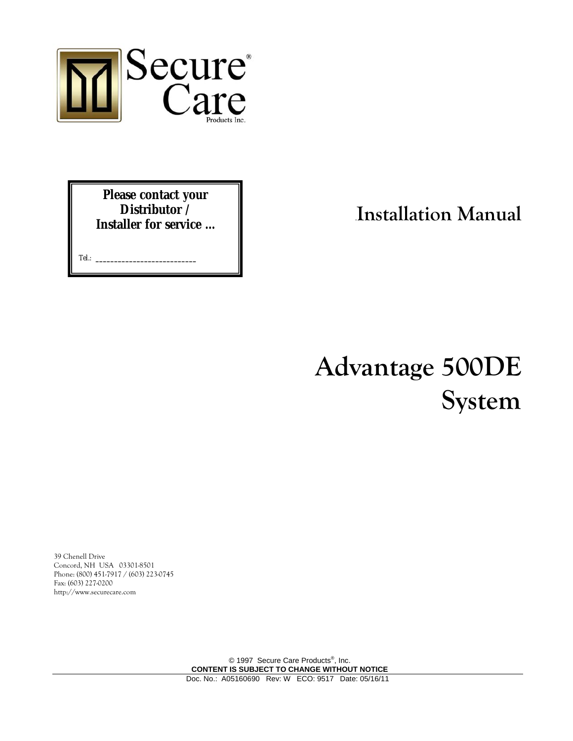Secure® Care

Products Inc.

**Please contact your Distributor / Installer for service ...**

Tel.: ___________________________

# Installation Manual

# Advantage 500DE System

39 Chenell Drive
Concord, NH USA 03301-8501
Phone: (800) 451-7917 / (603) 223-0745
Fax: (603) 227-0200
http://www.securecare.com

© 1997 Secure Care Products®, Inc.

**CONTENT IS SUBJECT TO CHANGE WITHOUT NOTICE**

Doc. No.: A05160690 Rev: W ECO: 9517 Date: 05/16/11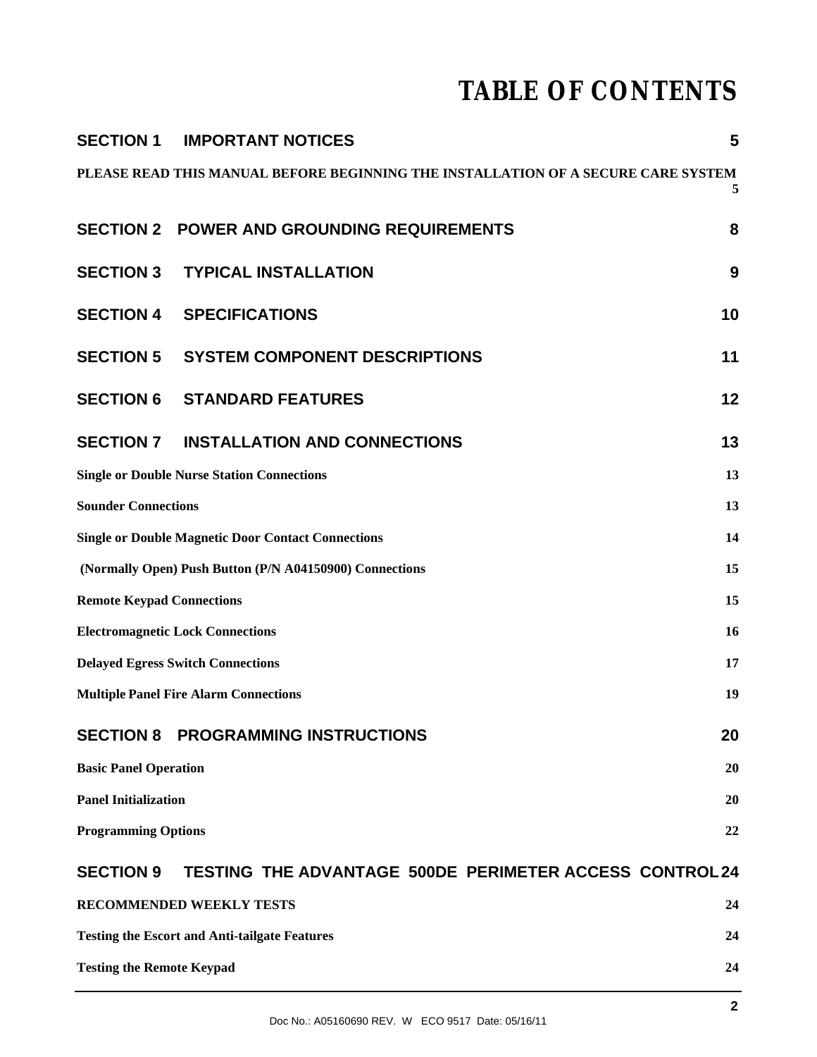# TABLE OF CONTENTS

| | |
|---|---|
| **SECTION 1 IMPORTANT NOTICES** | **5** |
| **PLEASE READ THIS MANUAL BEFORE BEGINNING THE INSTALLATION OF A SECURE CARE SYSTEM** | **5** |
| **SECTION 2 POWER AND GROUNDING REQUIREMENTS** | **8** |
| **SECTION 3 TYPICAL INSTALLATION** | **9** |
| **SECTION 4 SPECIFICATIONS** | **10** |
| **SECTION 5 SYSTEM COMPONENT DESCRIPTIONS** | **11** |
| **SECTION 6 STANDARD FEATURES** | **12** |
| **SECTION 7 INSTALLATION AND CONNECTIONS** | **13** |
| **Single or Double Nurse Station Connections** | **13** |
| **Sounder Connections** | **13** |
| **Single or Double Magnetic Door Contact Connections** | **14** |
| **(Normally Open) Push Button (P/N A04150900) Connections** | **15** |
| **Remote Keypad Connections** | **15** |
| **Electromagnetic Lock Connections** | **16** |
| **Delayed Egress Switch Connections** | **17** |
| **Multiple Panel Fire Alarm Connections** | **19** |
| **SECTION 8 PROGRAMMING INSTRUCTIONS** | **20** |
| **Basic Panel Operation** | **20** |
| **Panel Initialization** | **20** |
| **Programming Options** | **22** |
| **SECTION 9 TESTING THE ADVANTAGE 500DE PERIMETER ACCESS CONTROL** | **24** |
| **RECOMMENDED WEEKLY TESTS** | **24** |
| **Testing the Escort and Anti-tailgate Features** | **24** |
| **Testing the Remote Keypad** | **24** |

Doc No.: A05160690 REV. W ECO 9517 Date: 05/16/11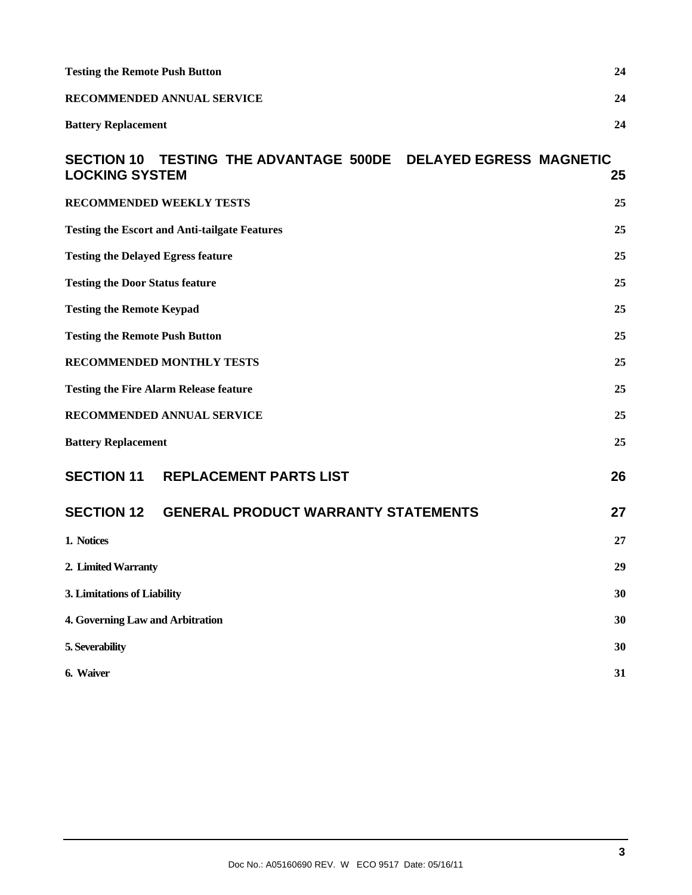**Testing the Remote Push Button** 24

**RECOMMENDED ANNUAL SERVICE** 24

**Battery Replacement** 24

## SECTION 10 TESTING THE ADVANTAGE 500DE DELAYED EGRESS MAGNETIC LOCKING SYSTEM 25

**RECOMMENDED WEEKLY TESTS** 25

**Testing the Escort and Anti-tailgate Features** 25

**Testing the Delayed Egress feature** 25

**Testing the Door Status feature** 25

**Testing the Remote Keypad** 25

**Testing the Remote Push Button** 25

**RECOMMENDED MONTHLY TESTS** 25

**Testing the Fire Alarm Release feature** 25

**RECOMMENDED ANNUAL SERVICE** 25

**Battery Replacement** 25

## SECTION 11 REPLACEMENT PARTS LIST 26

## SECTION 12 GENERAL PRODUCT WARRANTY STATEMENTS 27

**1. Notices** 27

**2. Limited Warranty** 29

**3. Limitations of Liability** 30

**4. Governing Law and Arbitration** 30

**5. Severability** 30

**6. Waiver** 31

Doc No.: A05160690 REV. W ECO 9517 Date: 05/16/11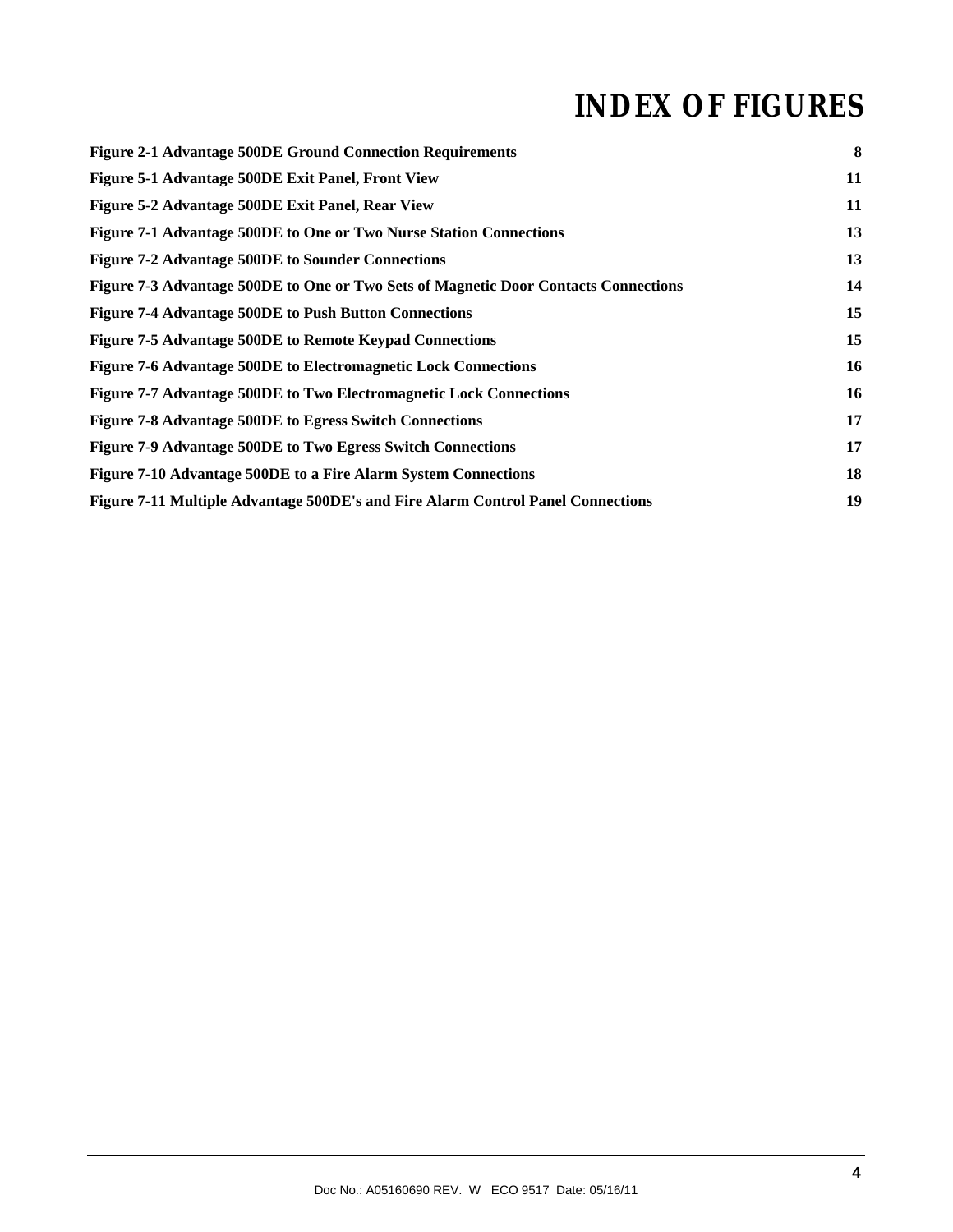# INDEX OF FIGURES

**Figure 2-1 Advantage 500DE Ground Connection Requirements** **8**

**Figure 5-1 Advantage 500DE Exit Panel, Front View** **11**

**Figure 5-2 Advantage 500DE Exit Panel, Rear View** **11**

**Figure 7-1 Advantage 500DE to One or Two Nurse Station Connections** **13**

**Figure 7-2 Advantage 500DE to Sounder Connections** **13**

**Figure 7-3 Advantage 500DE to One or Two Sets of Magnetic Door Contacts Connections** **14**

**Figure 7-4 Advantage 500DE to Push Button Connections** **15**

**Figure 7-5 Advantage 500DE to Remote Keypad Connections** **15**

**Figure 7-6 Advantage 500DE to Electromagnetic Lock Connections** **16**

**Figure 7-7 Advantage 500DE to Two Electromagnetic Lock Connections** **16**

**Figure 7-8 Advantage 500DE to Egress Switch Connections** **17**

**Figure 7-9 Advantage 500DE to Two Egress Switch Connections** **17**

**Figure 7-10 Advantage 500DE to a Fire Alarm System Connections** **18**

**Figure 7-11 Multiple Advantage 500DE's and Fire Alarm Control Panel Connections** **19**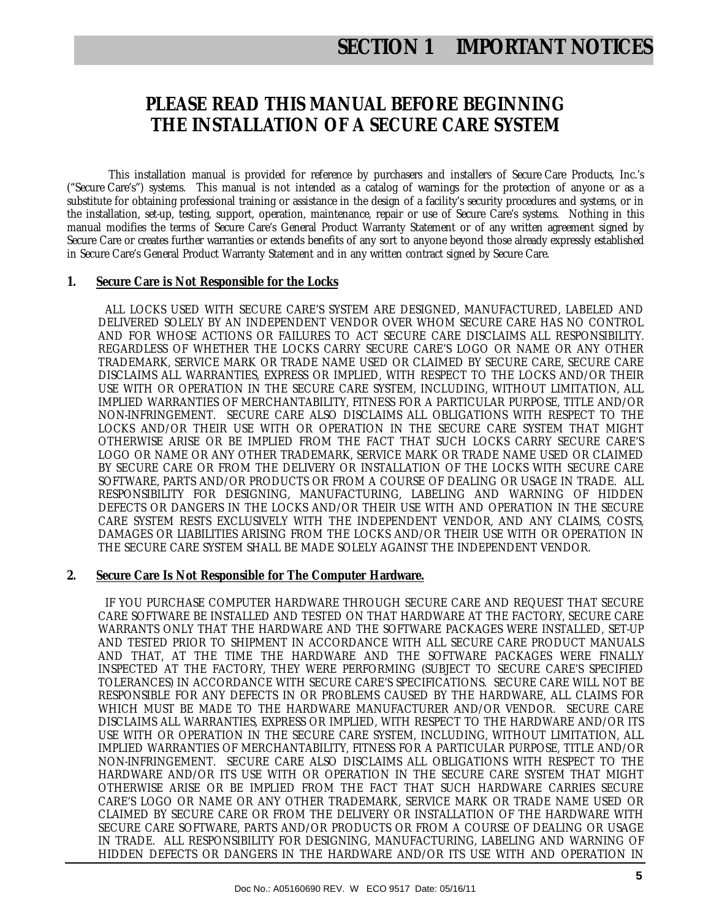# SECTION 1 IMPORTANT NOTICES

## PLEASE READ THIS MANUAL BEFORE BEGINNING THE INSTALLATION OF A SECURE CARE SYSTEM

This installation manual is provided for reference by purchasers and installers of Secure Care Products, Inc.'s ("Secure Care's") systems. This manual is not intended as a catalog of warnings for the protection of anyone or as a substitute for obtaining professional training or assistance in the design of a facility's security procedures and systems, or in the installation, set-up, testing, support, operation, maintenance, repair or use of Secure Care's systems. Nothing in this manual modifies the terms of Secure Care's General Product Warranty Statement or of any written agreement signed by Secure Care or creates further warranties or extends benefits of any sort to anyone beyond those already expressly established in Secure Care's General Product Warranty Statement and in any written contract signed by Secure Care.

**1. <u>Secure Care is Not Responsible for the Locks</u>**

ALL LOCKS USED WITH SECURE CARE'S SYSTEM ARE DESIGNED, MANUFACTURED, LABELED AND DELIVERED SOLELY BY AN INDEPENDENT VENDOR OVER WHOM SECURE CARE HAS NO CONTROL AND FOR WHOSE ACTIONS OR FAILURES TO ACT SECURE CARE DISCLAIMS ALL RESPONSIBILITY. REGARDLESS OF WHETHER THE LOCKS CARRY SECURE CARE'S LOGO OR NAME OR ANY OTHER TRADEMARK, SERVICE MARK OR TRADE NAME USED OR CLAIMED BY SECURE CARE, SECURE CARE DISCLAIMS ALL WARRANTIES, EXPRESS OR IMPLIED, WITH RESPECT TO THE LOCKS AND/OR THEIR USE WITH OR OPERATION IN THE SECURE CARE SYSTEM, INCLUDING, WITHOUT LIMITATION, ALL IMPLIED WARRANTIES OF MERCHANTABILITY, FITNESS FOR A PARTICULAR PURPOSE, TITLE AND/OR NON-INFRINGEMENT. SECURE CARE ALSO DISCLAIMS ALL OBLIGATIONS WITH RESPECT TO THE LOCKS AND/OR THEIR USE WITH OR OPERATION IN THE SECURE CARE SYSTEM THAT MIGHT OTHERWISE ARISE OR BE IMPLIED FROM THE FACT THAT SUCH LOCKS CARRY SECURE CARE'S LOGO OR NAME OR ANY OTHER TRADEMARK, SERVICE MARK OR TRADE NAME USED OR CLAIMED BY SECURE CARE OR FROM THE DELIVERY OR INSTALLATION OF THE LOCKS WITH SECURE CARE SOFTWARE, PARTS AND/OR PRODUCTS OR FROM A COURSE OF DEALING OR USAGE IN TRADE. ALL RESPONSIBILITY FOR DESIGNING, MANUFACTURING, LABELING AND WARNING OF HIDDEN DEFECTS OR DANGERS IN THE LOCKS AND/OR THEIR USE WITH AND OPERATION IN THE SECURE CARE SYSTEM RESTS EXCLUSIVELY WITH THE INDEPENDENT VENDOR, AND ANY CLAIMS, COSTS, DAMAGES OR LIABILITIES ARISING FROM THE LOCKS AND/OR THEIR USE WITH OR OPERATION IN THE SECURE CARE SYSTEM SHALL BE MADE SOLELY AGAINST THE INDEPENDENT VENDOR.

**2. <u>Secure Care Is Not Responsible for The Computer Hardware.</u>**

IF YOU PURCHASE COMPUTER HARDWARE THROUGH SECURE CARE AND REQUEST THAT SECURE CARE SOFTWARE BE INSTALLED AND TESTED ON THAT HARDWARE AT THE FACTORY, SECURE CARE WARRANTS ONLY THAT THE HARDWARE AND THE SOFTWARE PACKAGES WERE INSTALLED, SET-UP AND TESTED PRIOR TO SHIPMENT IN ACCORDANCE WITH ALL SECURE CARE PRODUCT MANUALS AND THAT, AT THE TIME THE HARDWARE AND THE SOFTWARE PACKAGES WERE FINALLY INSPECTED AT THE FACTORY, THEY WERE PERFORMING (SUBJECT TO SECURE CARE'S SPECIFIED TOLERANCES) IN ACCORDANCE WITH SECURE CARE'S SPECIFICATIONS. SECURE CARE WILL NOT BE RESPONSIBLE FOR ANY DEFECTS IN OR PROBLEMS CAUSED BY THE HARDWARE, ALL CLAIMS FOR WHICH MUST BE MADE TO THE HARDWARE MANUFACTURER AND/OR VENDOR. SECURE CARE DISCLAIMS ALL WARRANTIES, EXPRESS OR IMPLIED, WITH RESPECT TO THE HARDWARE AND/OR ITS USE WITH OR OPERATION IN THE SECURE CARE SYSTEM, INCLUDING, WITHOUT LIMITATION, ALL IMPLIED WARRANTIES OF MERCHANTABILITY, FITNESS FOR A PARTICULAR PURPOSE, TITLE AND/OR NON-INFRINGEMENT. SECURE CARE ALSO DISCLAIMS ALL OBLIGATIONS WITH RESPECT TO THE HARDWARE AND/OR ITS USE WITH OR OPERATION IN THE SECURE CARE SYSTEM THAT MIGHT OTHERWISE ARISE OR BE IMPLIED FROM THE FACT THAT SUCH HARDWARE CARRIES SECURE CARE'S LOGO OR NAME OR ANY OTHER TRADEMARK, SERVICE MARK OR TRADE NAME USED OR CLAIMED BY SECURE CARE OR FROM THE DELIVERY OR INSTALLATION OF THE HARDWARE WITH SECURE CARE SOFTWARE, PARTS AND/OR PRODUCTS OR FROM A COURSE OF DEALING OR USAGE IN TRADE. ALL RESPONSIBILITY FOR DESIGNING, MANUFACTURING, LABELING AND WARNING OF HIDDEN DEFECTS OR DANGERS IN THE HARDWARE AND/OR ITS USE WITH AND OPERATION IN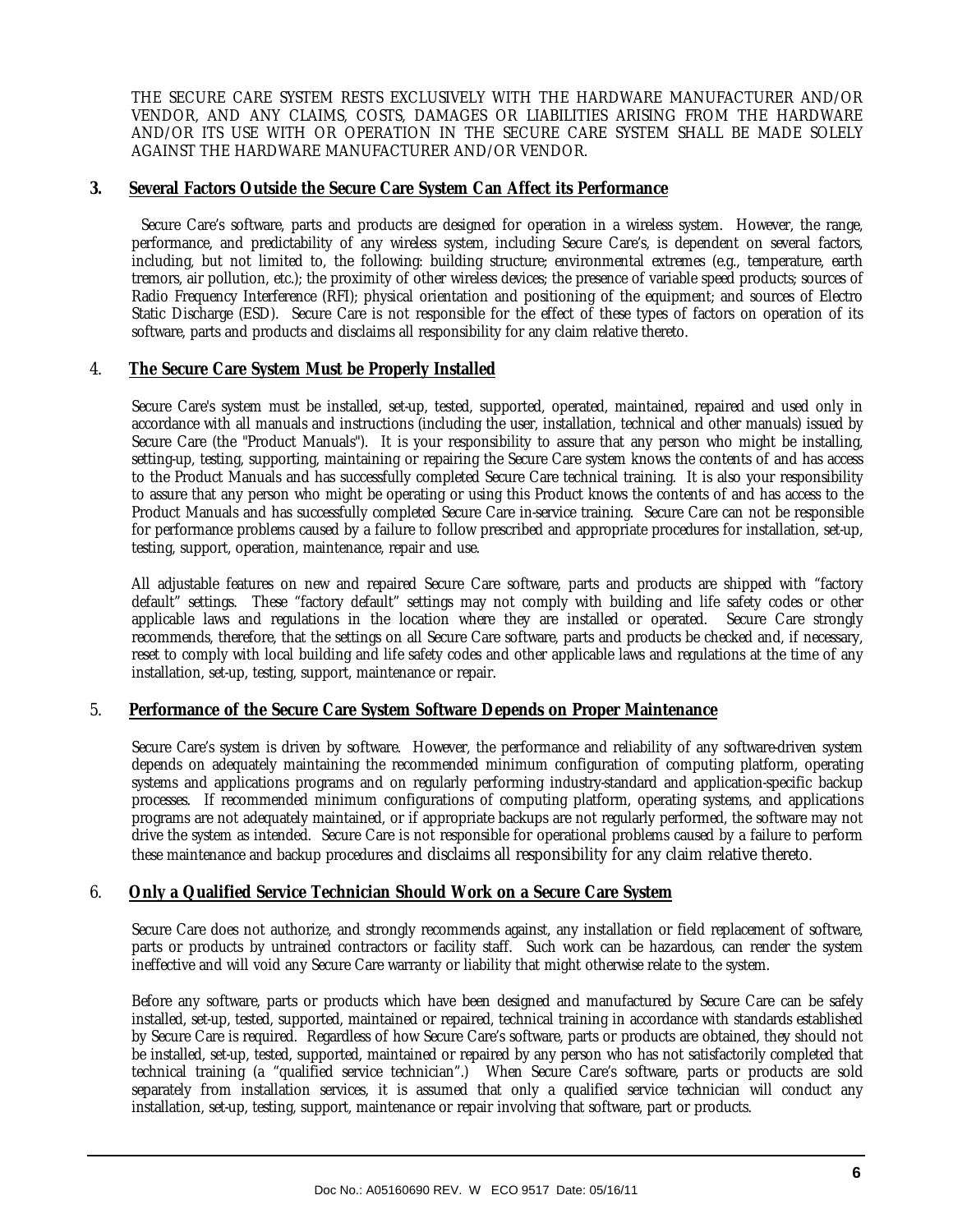THE SECURE CARE SYSTEM RESTS EXCLUSIVELY WITH THE HARDWARE MANUFACTURER AND/OR VENDOR, AND ANY CLAIMS, COSTS, DAMAGES OR LIABILITIES ARISING FROM THE HARDWARE AND/OR ITS USE WITH OR OPERATION IN THE SECURE CARE SYSTEM SHALL BE MADE SOLELY AGAINST THE HARDWARE MANUFACTURER AND/OR VENDOR.

## 3. Several Factors Outside the Secure Care System Can Affect its Performance

Secure Care's software, parts and products are designed for operation in a wireless system. However, the range, performance, and predictability of any wireless system, including Secure Care's, is dependent on several factors, including, but not limited to, the following: building structure; environmental extremes (e.g., temperature, earth tremors, air pollution, etc.); the proximity of other wireless devices; the presence of variable speed products; sources of Radio Frequency Interference (RFI); physical orientation and positioning of the equipment; and sources of Electro Static Discharge (ESD). Secure Care is not responsible for the effect of these types of factors on operation of its software, parts and products and disclaims all responsibility for any claim relative thereto.

## 4. The Secure Care System Must be Properly Installed

Secure Care's system must be installed, set-up, tested, supported, operated, maintained, repaired and used only in accordance with all manuals and instructions (including the user, installation, technical and other manuals) issued by Secure Care (the "Product Manuals"). It is your responsibility to assure that any person who might be installing, setting-up, testing, supporting, maintaining or repairing the Secure Care system knows the contents of and has access to the Product Manuals and has successfully completed Secure Care technical training. It is also your responsibility to assure that any person who might be operating or using this Product knows the contents of and has access to the Product Manuals and has successfully completed Secure Care in-service training. Secure Care can not be responsible for performance problems caused by a failure to follow prescribed and appropriate procedures for installation, set-up, testing, support, operation, maintenance, repair and use.

All adjustable features on new and repaired Secure Care software, parts and products are shipped with "factory default" settings. These "factory default" settings may not comply with building and life safety codes or other applicable laws and regulations in the location where they are installed or operated. Secure Care strongly recommends, therefore, that the settings on all Secure Care software, parts and products be checked and, if necessary, reset to comply with local building and life safety codes and other applicable laws and regulations at the time of any installation, set-up, testing, support, maintenance or repair.

## 5. Performance of the Secure Care System Software Depends on Proper Maintenance

Secure Care's system is driven by software. However, the performance and reliability of any software-driven system depends on adequately maintaining the recommended minimum configuration of computing platform, operating systems and applications programs and on regularly performing industry-standard and application-specific backup processes. If recommended minimum configurations of computing platform, operating systems, and applications programs are not adequately maintained, or if appropriate backups are not regularly performed, the software may not drive the system as intended. Secure Care is not responsible for operational problems caused by a failure to perform these maintenance and backup procedures and disclaims all responsibility for any claim relative thereto.

## 6. Only a Qualified Service Technician Should Work on a Secure Care System

Secure Care does not authorize, and strongly recommends against, any installation or field replacement of software, parts or products by untrained contractors or facility staff. Such work can be hazardous, can render the system ineffective and will void any Secure Care warranty or liability that might otherwise relate to the system.

Before any software, parts or products which have been designed and manufactured by Secure Care can be safely installed, set-up, tested, supported, maintained or repaired, technical training in accordance with standards established by Secure Care is required. Regardless of how Secure Care's software, parts or products are obtained, they should not be installed, set-up, tested, supported, maintained or repaired by any person who has not satisfactorily completed that technical training (a "qualified service technician".) When Secure Care's software, parts or products are sold separately from installation services, it is assumed that only a qualified service technician will conduct any installation, set-up, testing, support, maintenance or repair involving that software, part or products.

Doc No.: A05160690 REV. W ECO 9517 Date: 05/16/11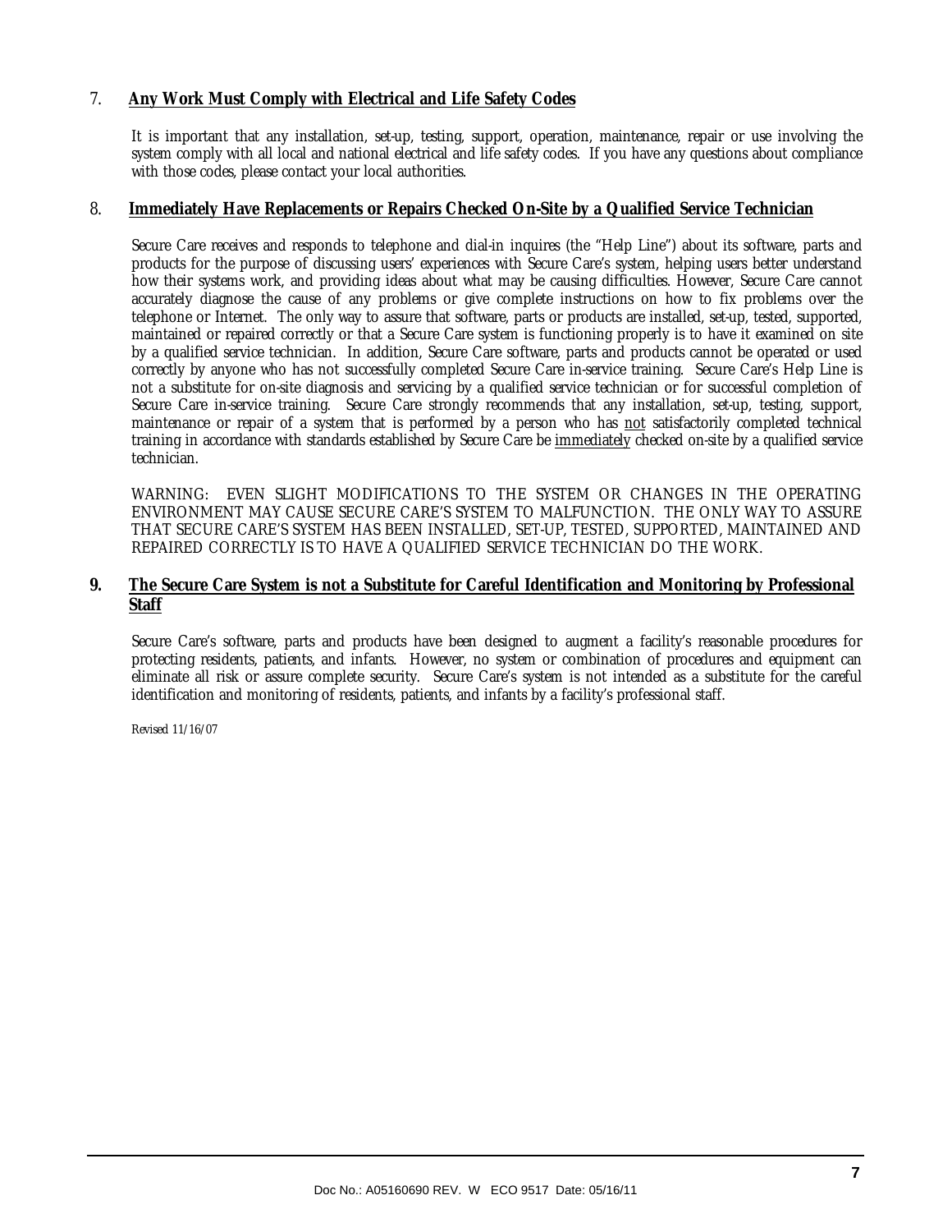## 7. Any Work Must Comply with Electrical and Life Safety Codes

It is important that any installation, set-up, testing, support, operation, maintenance, repair or use involving the system comply with all local and national electrical and life safety codes. If you have any questions about compliance with those codes, please contact your local authorities.

## 8. Immediately Have Replacements or Repairs Checked On-Site by a Qualified Service Technician

Secure Care receives and responds to telephone and dial-in inquires (the "Help Line") about its software, parts and products for the purpose of discussing users' experiences with Secure Care's system, helping users better understand how their systems work, and providing ideas about what may be causing difficulties. However, Secure Care cannot accurately diagnose the cause of any problems or give complete instructions on how to fix problems over the telephone or Internet. The only way to assure that software, parts or products are installed, set-up, tested, supported, maintained or repaired correctly or that a Secure Care system is functioning properly is to have it examined on site by a qualified service technician. In addition, Secure Care software, parts and products cannot be operated or used correctly by anyone who has not successfully completed Secure Care in-service training. Secure Care's Help Line is not a substitute for on-site diagnosis and servicing by a qualified service technician or for successful completion of Secure Care in-service training. Secure Care strongly recommends that any installation, set-up, testing, support, maintenance or repair of a system that is performed by a person who has not satisfactorily completed technical training in accordance with standards established by Secure Care be immediately checked on-site by a qualified service technician.

WARNING: EVEN SLIGHT MODIFICATIONS TO THE SYSTEM OR CHANGES IN THE OPERATING ENVIRONMENT MAY CAUSE SECURE CARE'S SYSTEM TO MALFUNCTION. THE ONLY WAY TO ASSURE THAT SECURE CARE'S SYSTEM HAS BEEN INSTALLED, SET-UP, TESTED, SUPPORTED, MAINTAINED AND REPAIRED CORRECTLY IS TO HAVE A QUALIFIED SERVICE TECHNICIAN DO THE WORK.

## 9. The Secure Care System is not a Substitute for Careful Identification and Monitoring by Professional Staff

Secure Care's software, parts and products have been designed to augment a facility's reasonable procedures for protecting residents, patients, and infants. However, no system or combination of procedures and equipment can eliminate all risk or assure complete security. Secure Care's system is not intended as a substitute for the careful identification and monitoring of residents, patients, and infants by a facility's professional staff.

Revised 11/16/07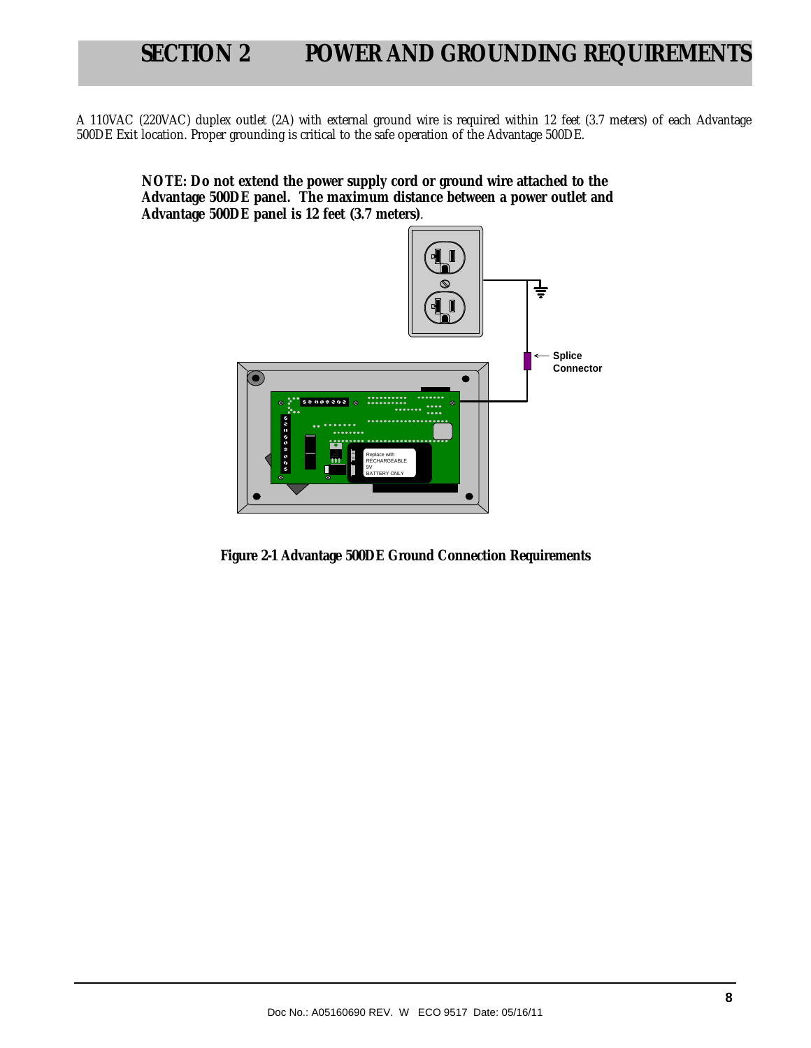# SECTION 2 POWER AND GROUNDING REQUIREMENTS

A 110VAC (220VAC) duplex outlet (2A) with external ground wire is required within 12 feet (3.7 meters) of each Advantage 500DE Exit location. Proper grounding is critical to the safe operation of the Advantage 500DE.

**NOTE: Do not extend the power supply cord or ground wire attached to the Advantage 500DE panel. The maximum distance between a power outlet and Advantage 500DE panel is 12 feet (3.7 meters).**

**Figure 2-1 Advantage 500DE Ground Connection Requirements**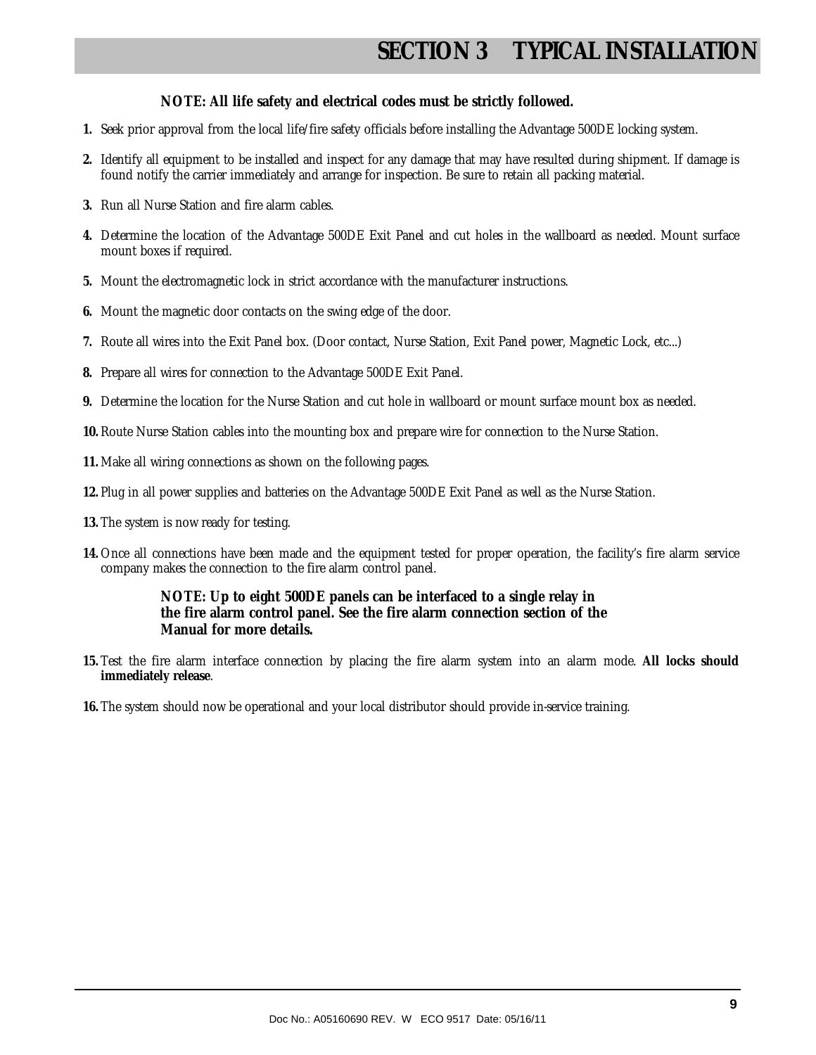# SECTION 3 TYPICAL INSTALLATION

**NOTE: All life safety and electrical codes must be strictly followed.**

1. Seek prior approval from the local life/fire safety officials before installing the Advantage 500DE locking system.
2. Identify all equipment to be installed and inspect for any damage that may have resulted during shipment. If damage is found notify the carrier immediately and arrange for inspection. Be sure to retain all packing material.
3. Run all Nurse Station and fire alarm cables.
4. Determine the location of the Advantage 500DE Exit Panel and cut holes in the wallboard as needed. Mount surface mount boxes if required.
5. Mount the electromagnetic lock in strict accordance with the manufacturer instructions.
6. Mount the magnetic door contacts on the swing edge of the door.
7. Route all wires into the Exit Panel box. (Door contact, Nurse Station, Exit Panel power, Magnetic Lock, etc...)
8. Prepare all wires for connection to the Advantage 500DE Exit Panel.
9. Determine the location for the Nurse Station and cut hole in wallboard or mount surface mount box as needed.
10. Route Nurse Station cables into the mounting box and prepare wire for connection to the Nurse Station.
11. Make all wiring connections as shown on the following pages.
12. Plug in all power supplies and batteries on the Advantage 500DE Exit Panel as well as the Nurse Station.
13. The system is now ready for testing.
14. Once all connections have been made and the equipment tested for proper operation, the facility's fire alarm service company makes the connection to the fire alarm control panel.

    **NOTE: Up to eight 500DE panels can be interfaced to a single relay in the fire alarm control panel. See the fire alarm connection section of the Manual for more details.**

15. Test the fire alarm interface connection by placing the fire alarm system into an alarm mode. **All locks should immediately release**.
16. The system should now be operational and your local distributor should provide in-service training.

Doc No.: A05160690 REV. W ECO 9517 Date: 05/16/11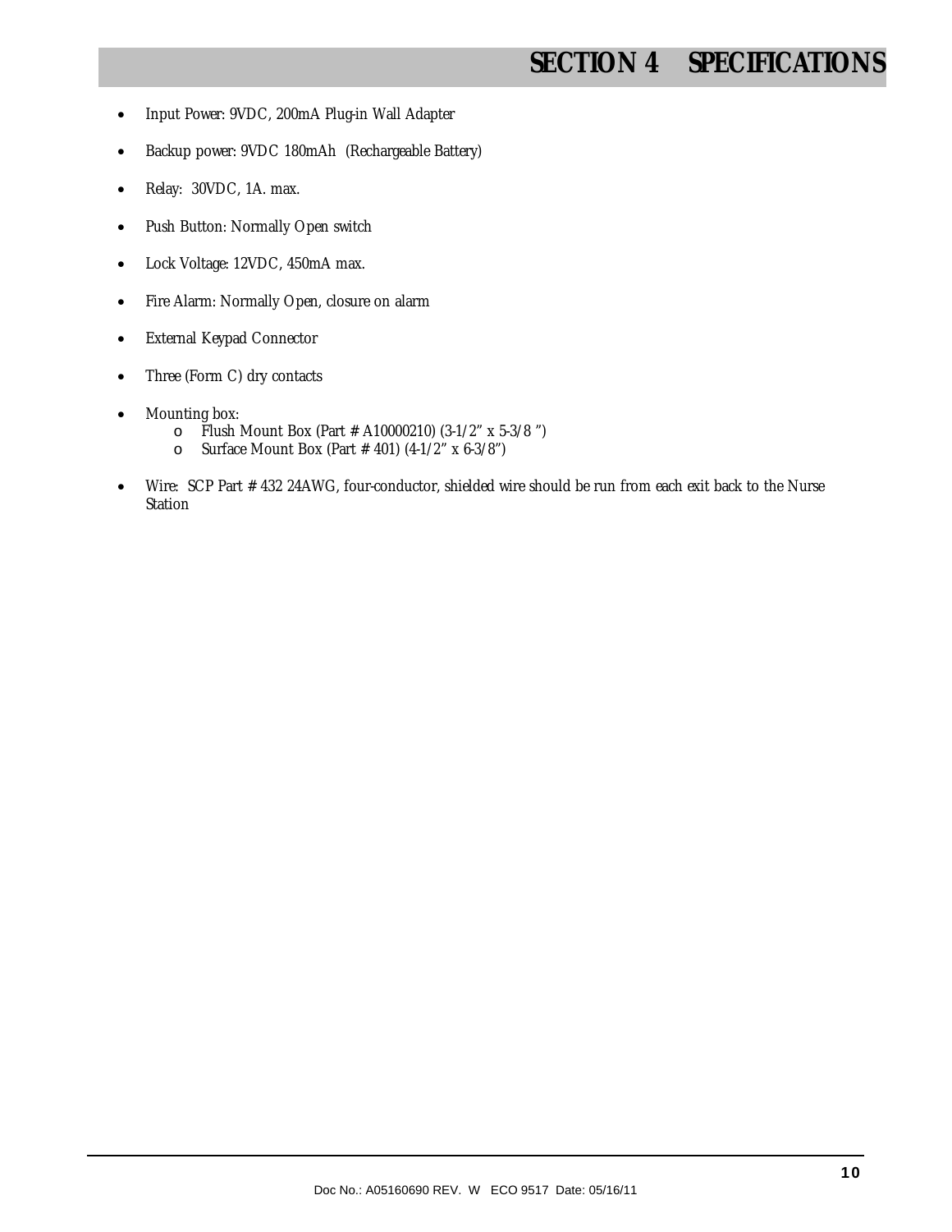# SECTION 4 SPECIFICATIONS

- Input Power: 9VDC, 200mA Plug-in Wall Adapter
- Backup power: 9VDC 180mAh (Rechargeable Battery)
- Relay: 30VDC, 1A. max.
- Push Button: Normally Open switch
- Lock Voltage: 12VDC, 450mA max.
- Fire Alarm: Normally Open, closure on alarm
- External Keypad Connector
- Three (Form C) dry contacts
- Mounting box:
  - Flush Mount Box (Part # A10000210) (3-1/2" x 5-3/8 ")
  - Surface Mount Box (Part # 401) (4-1/2" x 6-3/8")
- Wire: SCP Part # 432 24AWG, four-conductor, shielded wire should be run from each exit back to the Nurse Station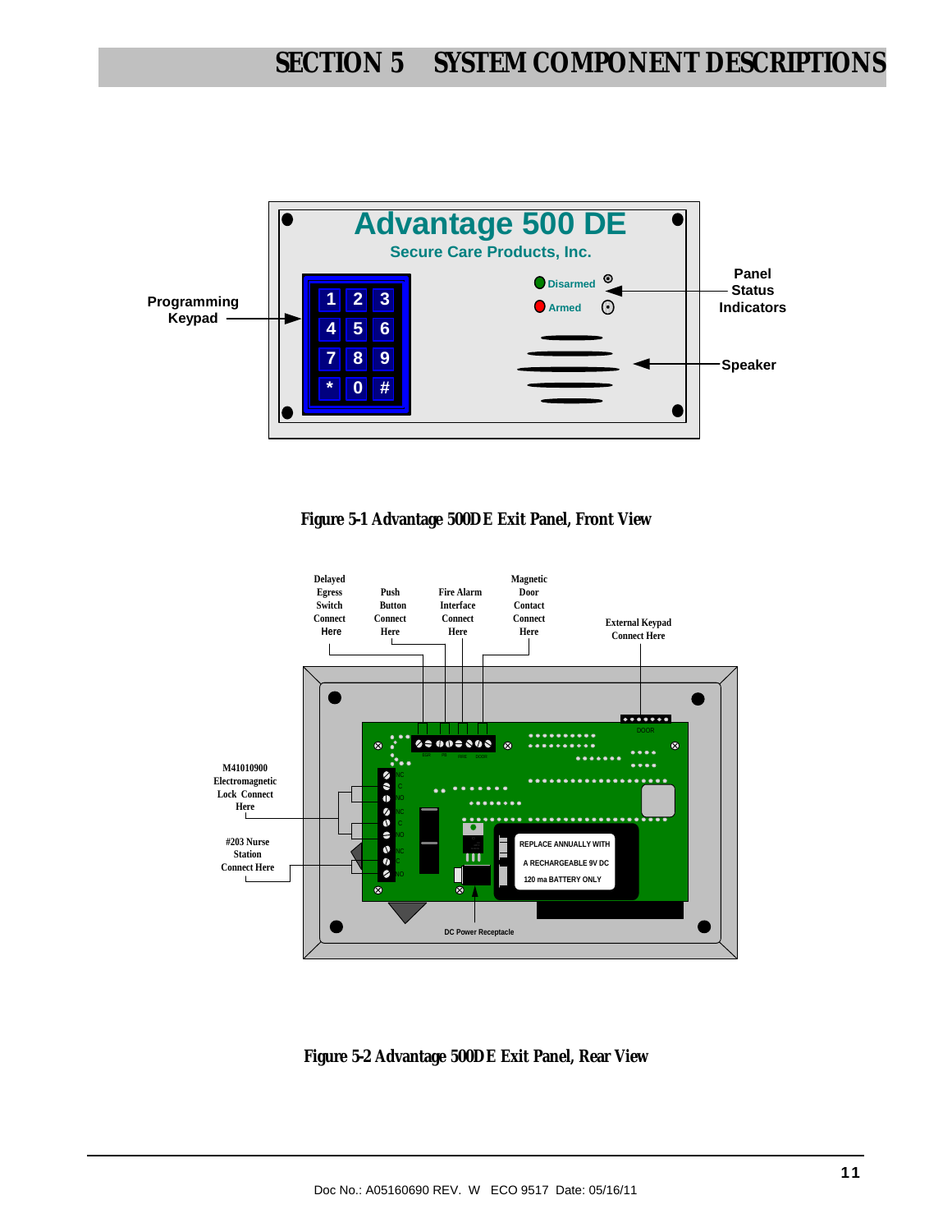# SECTION 5 SYSTEM COMPONENT DESCRIPTIONS

Figure 5-1 Advantage 500DE Exit Panel, Front View

Figure 5-2 Advantage 500DE Exit Panel, Rear View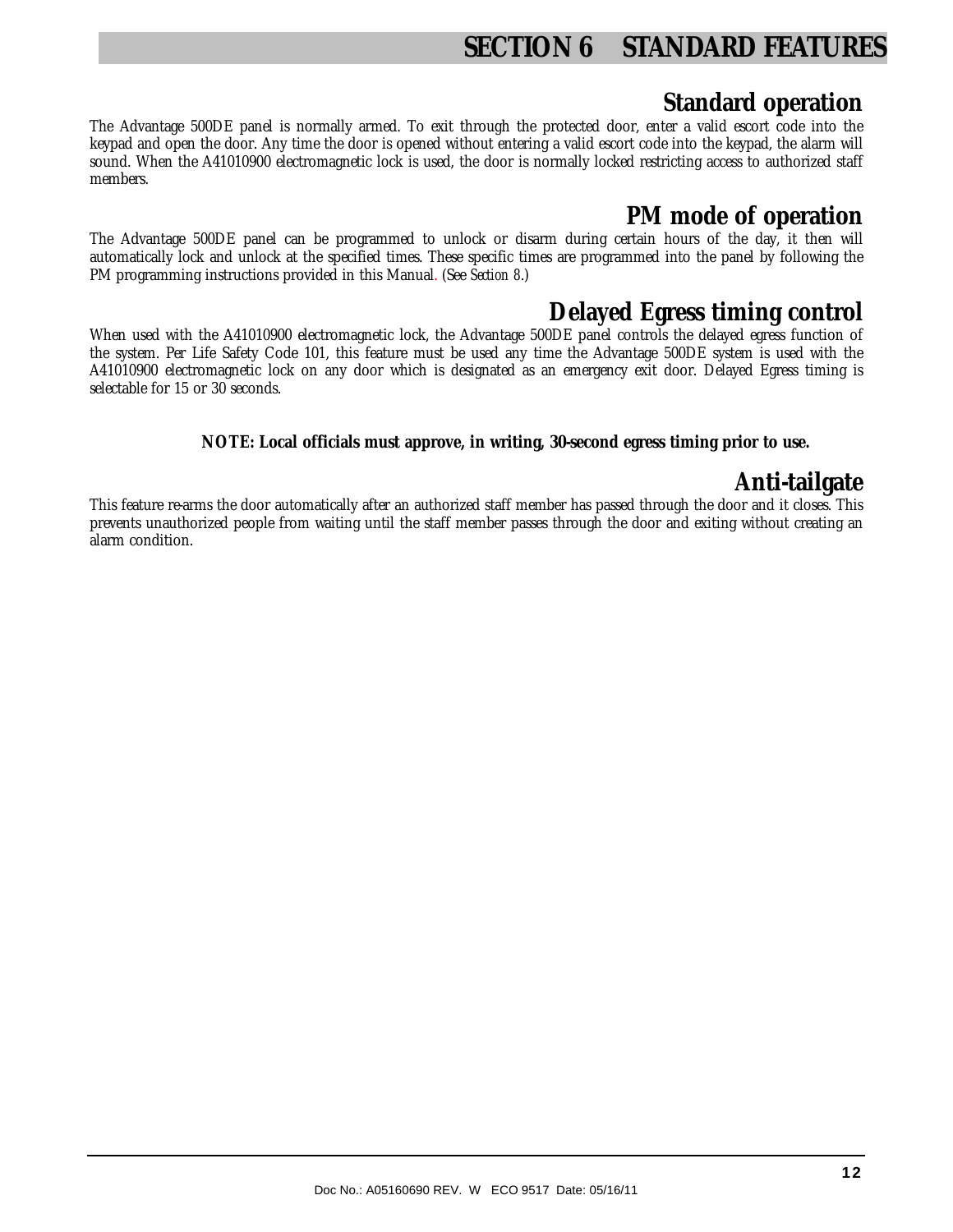# SECTION 6 STANDARD FEATURES

## Standard operation

The Advantage 500DE panel is normally armed. To exit through the protected door, enter a valid escort code into the keypad and open the door. Any time the door is opened without entering a valid escort code into the keypad, the alarm will sound. When the A41010900 electromagnetic lock is used, the door is normally locked restricting access to authorized staff members.

## PM mode of operation

The Advantage 500DE panel can be programmed to unlock or disarm during certain hours of the day, it then will automatically lock and unlock at the specified times. These specific times are programmed into the panel by following the PM programming instructions provided in this Manual. (See *Section 8*.)

## Delayed Egress timing control

When used with the A41010900 electromagnetic lock, the Advantage 500DE panel controls the delayed egress function of the system. Per Life Safety Code 101, this feature must be used any time the Advantage 500DE system is used with the A41010900 electromagnetic lock on any door which is designated as an emergency exit door. Delayed Egress timing is selectable for 15 or 30 seconds.

**NOTE: Local officials must approve, in writing, 30-second egress timing prior to use.**

## Anti-tailgate

This feature re-arms the door automatically after an authorized staff member has passed through the door and it closes. This prevents unauthorized people from waiting until the staff member passes through the door and exiting without creating an alarm condition.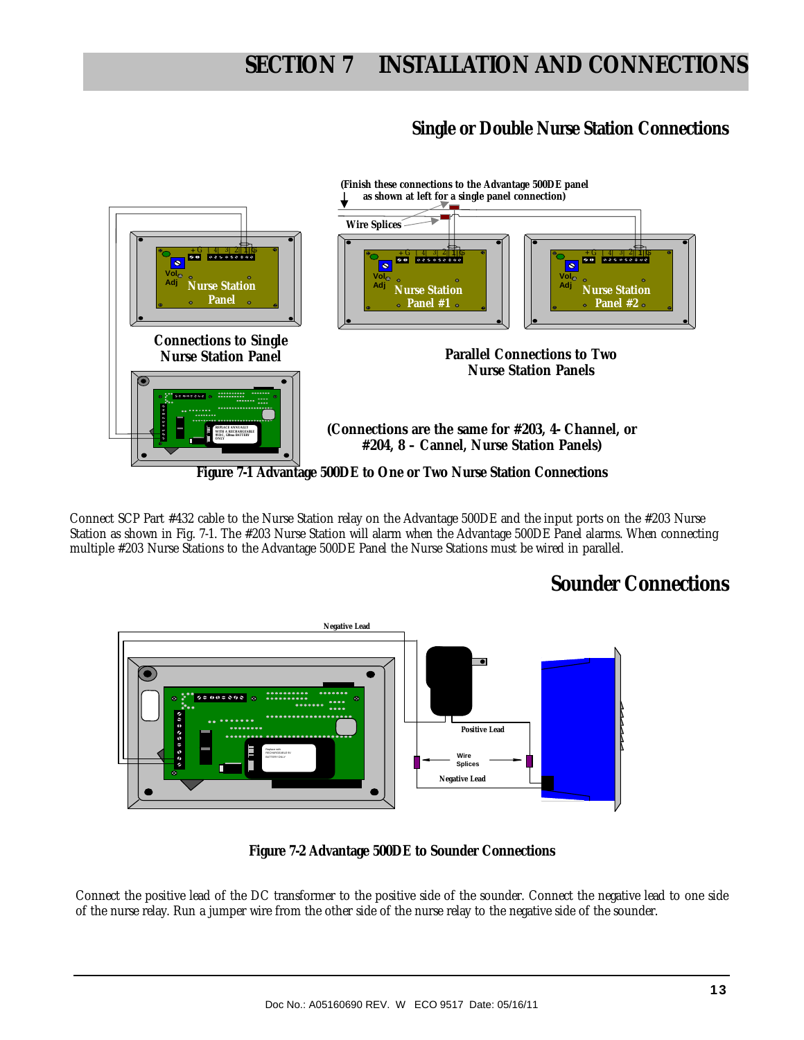# SECTION 7 INSTALLATION AND CONNECTIONS

## Single or Double Nurse Station Connections

(Finish these connections to the Advantage 500DE panel as shown at left for a single panel connection)

Wire Splices

Connections to Single Nurse Station Panel

Parallel Connections to Two Nurse Station Panels

(Connections are the same for #203, 4- Channel, or #204, 8 – Cannel, Nurse Station Panels)

Figure 7-1 Advantage 500DE to One or Two Nurse Station Connections

Connect SCP Part #432 cable to the Nurse Station relay on the Advantage 500DE and the input ports on the #203 Nurse Station as shown in Fig. 7-1. The #203 Nurse Station will alarm when the Advantage 500DE Panel alarms. When connecting multiple #203 Nurse Stations to the Advantage 500DE Panel the Nurse Stations must be wired in parallel.

## Sounder Connections

Negative Lead

Positive Lead

Wire Splices

Negative Lead

Figure 7-2 Advantage 500DE to Sounder Connections

Connect the positive lead of the DC transformer to the positive side of the sounder. Connect the negative lead to one side of the nurse relay. Run a jumper wire from the other side of the nurse relay to the negative side of the sounder.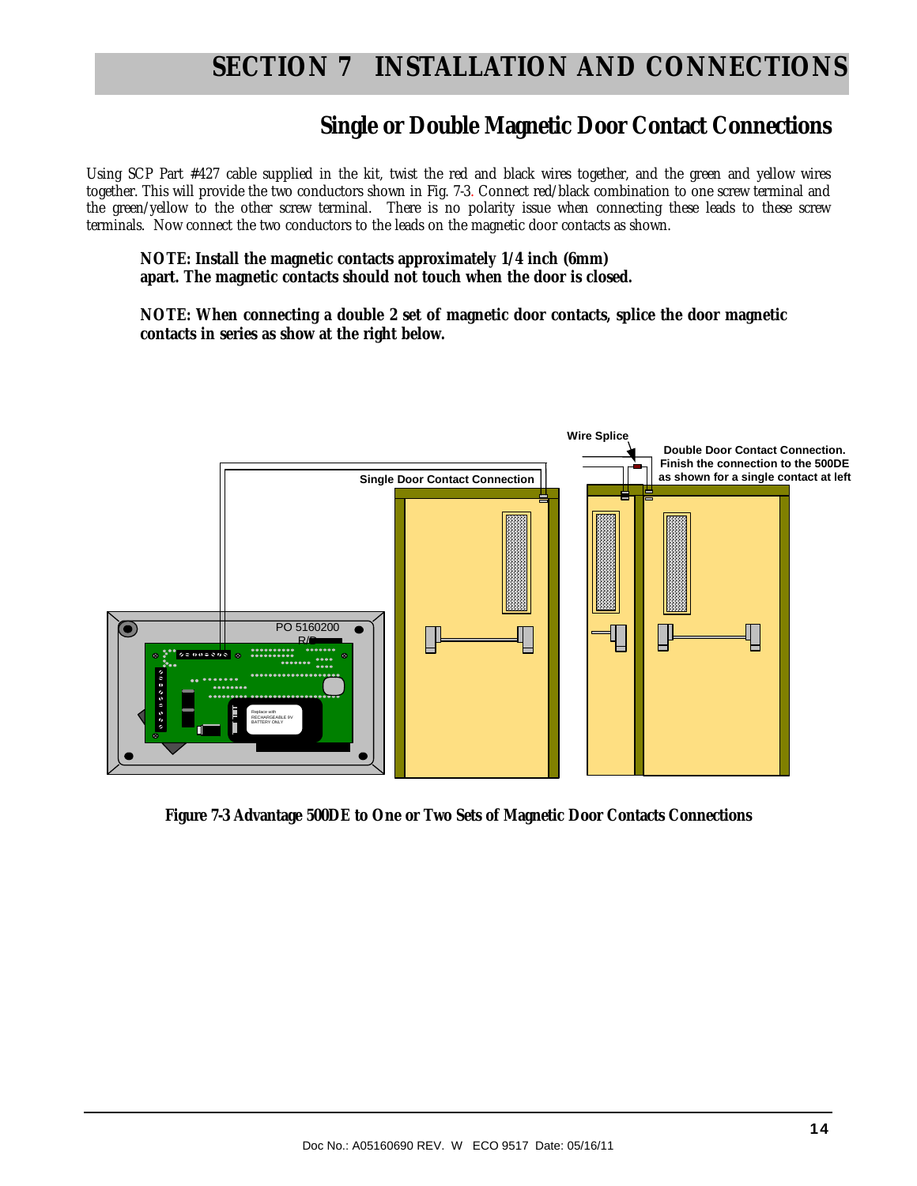# SECTION 7 INSTALLATION AND CONNECTIONS

## Single or Double Magnetic Door Contact Connections

Using SCP Part #427 cable supplied in the kit, twist the red and black wires together, and the green and yellow wires together. This will provide the two conductors shown in Fig. 7-3. Connect red/black combination to one screw terminal and the green/yellow to the other screw terminal. There is no polarity issue when connecting these leads to these screw terminals. Now connect the two conductors to the leads on the magnetic door contacts as shown.

**NOTE: Install the magnetic contacts approximately 1/4 inch (6mm) apart. The magnetic contacts should not touch when the door is closed.**

**NOTE: When connecting a double 2 set of magnetic door contacts, splice the door magnetic contacts in series as show at the right below.**

**Figure 7-3 Advantage 500DE to One or Two Sets of Magnetic Door Contacts Connections**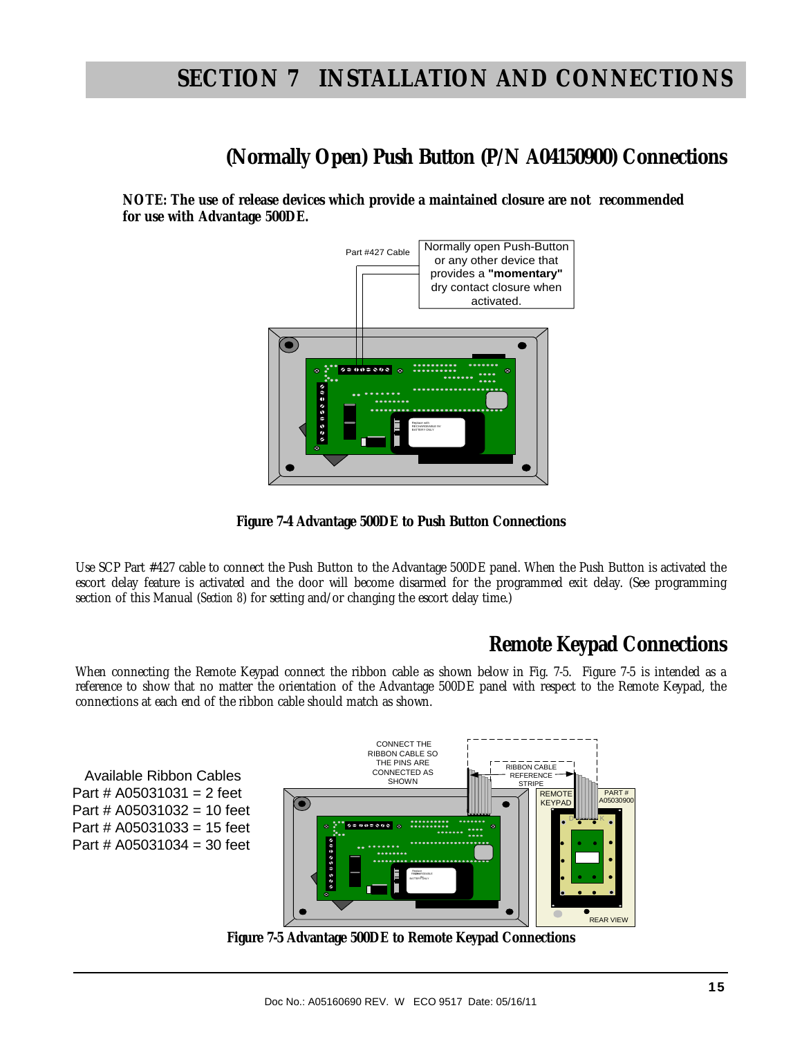# SECTION 7 INSTALLATION AND CONNECTIONS

## (Normally Open) Push Button (P/N A04150900) Connections

**NOTE: The use of release devices which provide a maintained closure are not recommended for use with Advantage 500DE.**

Part #427 Cable

Normally open Push-Button or any other device that provides a **"momentary"** dry contact closure when activated.

**Figure 7-4 Advantage 500DE to Push Button Connections**

Use SCP Part #427 cable to connect the Push Button to the Advantage 500DE panel. When the Push Button is activated the escort delay feature is activated and the door will become disarmed for the programmed exit delay. (See programming section of this Manual (*Section 8*) for setting and/or changing the escort delay time.)

## Remote Keypad Connections

When connecting the Remote Keypad connect the ribbon cable as shown below in Fig. 7-5. Figure 7-5 is intended as a reference to show that no matter the orientation of the Advantage 500DE panel with respect to the Remote Keypad, the connections at each end of the ribbon cable should match as shown.

Available Ribbon Cables
Part # A05031031 = 2 feet
Part # A05031032 = 10 feet
Part # A05031033 = 15 feet
Part # A05031034 = 30 feet

CONNECT THE RIBBON CABLE SO THE PINS ARE CONNECTED AS SHOWN

RIBBON CABLE REFERENCE STRIPE

REMOTE KEYPAD

PART # A05030900

REAR VIEW

**Figure 7-5 Advantage 500DE to Remote Keypad Connections**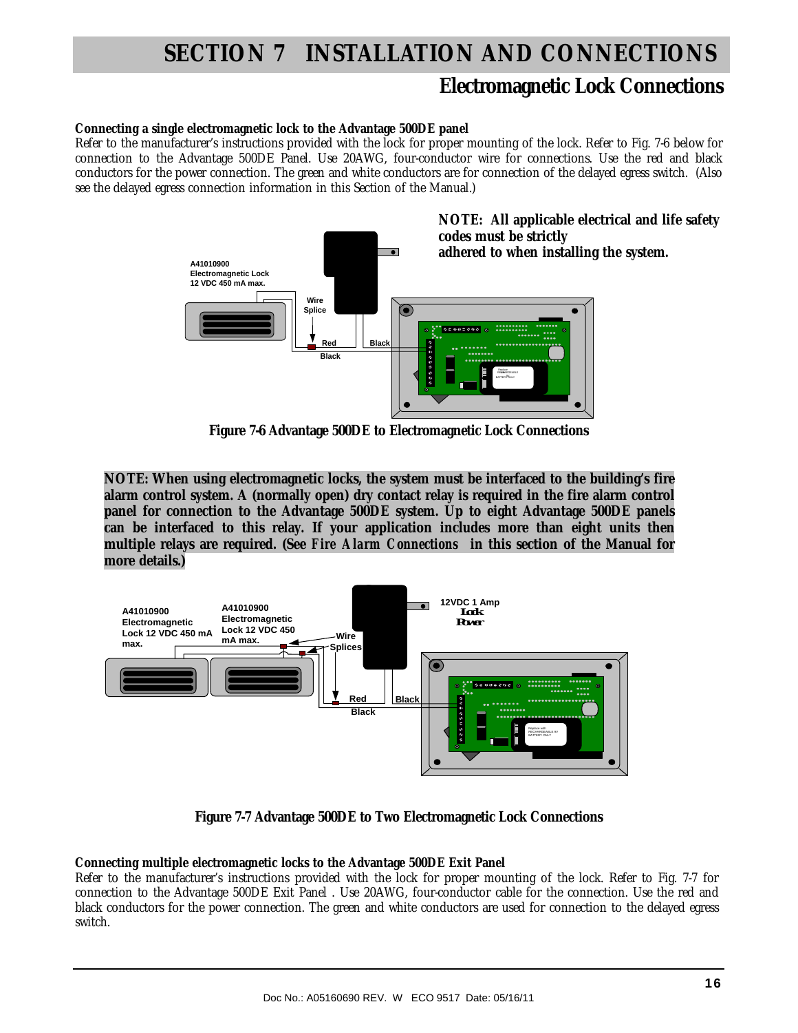# SECTION 7 INSTALLATION AND CONNECTIONS

## Electromagnetic Lock Connections

**Connecting a single electromagnetic lock to the Advantage 500DE panel**

Refer to the manufacturer's instructions provided with the lock for proper mounting of the lock. Refer to Fig. 7-6 below for connection to the Advantage 500DE Panel. Use 20AWG, four-conductor wire for connections. Use the red and black conductors for the power connection. The green and white conductors are for connection of the delayed egress switch. (Also see the delayed egress connection information in this Section of the Manual.)

**NOTE: All applicable electrical and life safety codes must be strictly adhered to when installing the system.**

**Figure 7-6 Advantage 500DE to Electromagnetic Lock Connections**

**NOTE: When using electromagnetic locks, the system must be interfaced to the building's fire alarm control system. A (normally open) dry contact relay is required in the fire alarm control panel for connection to the Advantage 500DE system. Up to eight Advantage 500DE panels can be interfaced to this relay. If your application includes more than eight units then multiple relays are required. (See *Fire Alarm Connections* in this section of the Manual for more details.)**

**Figure 7-7 Advantage 500DE to Two Electromagnetic Lock Connections**

**Connecting multiple electromagnetic locks to the Advantage 500DE Exit Panel**

Refer to the manufacturer's instructions provided with the lock for proper mounting of the lock. Refer to Fig. 7-7 for connection to the Advantage 500DE Exit Panel . Use 20AWG, four-conductor cable for the connection. Use the red and black conductors for the power connection. The green and white conductors are used for connection to the delayed egress switch.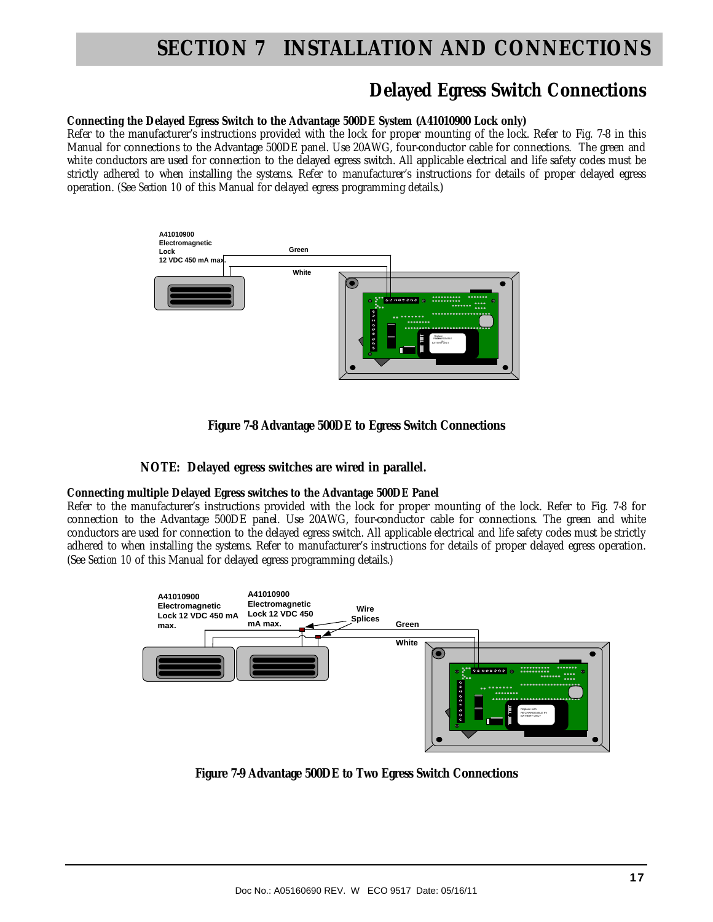# SECTION 7 INSTALLATION AND CONNECTIONS

## Delayed Egress Switch Connections

**Connecting the Delayed Egress Switch to the Advantage 500DE System (A41010900 Lock only)**

Refer to the manufacturer's instructions provided with the lock for proper mounting of the lock. Refer to Fig. 7-8 in this Manual for connections to the Advantage 500DE panel. Use 20AWG, four-conductor cable for connections. The green and white conductors are used for connection to the delayed egress switch. All applicable electrical and life safety codes must be strictly adhered to when installing the systems. Refer to manufacturer's instructions for details of proper delayed egress operation. (See *Section 10* of this Manual for delayed egress programming details.)

**Figure 7-8 Advantage 500DE to Egress Switch Connections**

**NOTE: Delayed egress switches are wired in parallel.**

**Connecting multiple Delayed Egress switches to the Advantage 500DE Panel**

Refer to the manufacturer's instructions provided with the lock for proper mounting of the lock. Refer to Fig. 7-8 for connection to the Advantage 500DE panel. Use 20AWG, four-conductor cable for connections. The green and white conductors are used for connection to the delayed egress switch. All applicable electrical and life safety codes must be strictly adhered to when installing the systems. Refer to manufacturer's instructions for details of proper delayed egress operation. (See *Section 10* of this Manual for delayed egress programming details.)

**Figure 7-9 Advantage 500DE to Two Egress Switch Connections**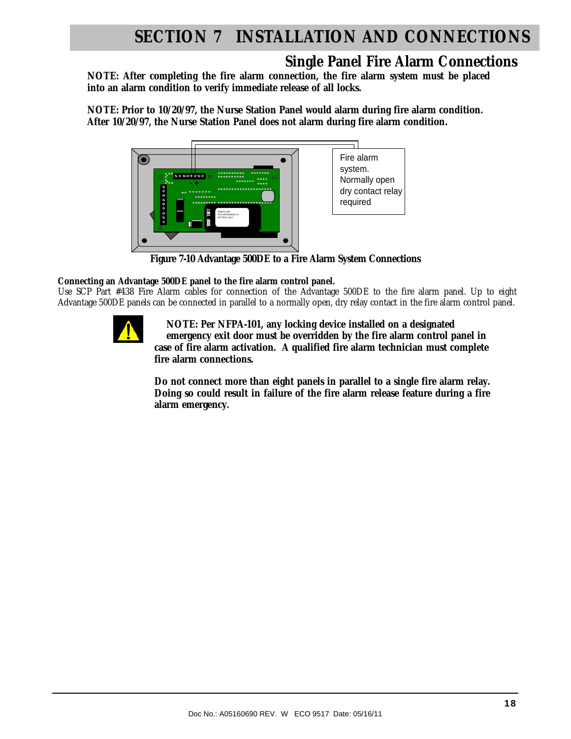# SECTION 7 INSTALLATION AND CONNECTIONS

## Single Panel Fire Alarm Connections

**NOTE: After completing the fire alarm connection, the fire alarm system must be placed into an alarm condition to verify immediate release of all locks.**

**NOTE: Prior to 10/20/97, the Nurse Station Panel would alarm during fire alarm condition. After 10/20/97, the Nurse Station Panel does not alarm during fire alarm condition.**

Fire alarm system. Normally open dry contact relay required

**Figure 7-10 Advantage 500DE to a Fire Alarm System Connections**

**Connecting an Advantage 500DE panel to the fire alarm control panel.**

Use SCP Part #438 Fire Alarm cables for connection of the Advantage 500DE to the fire alarm panel. Up to eight Advantage 500DE panels can be connected in parallel to a normally open, dry relay contact in the fire alarm control panel.

**NOTE: Per NFPA-101, any locking device installed on a designated emergency exit door must be overridden by the fire alarm control panel in case of fire alarm activation. A qualified fire alarm technician must complete fire alarm connections.**

**Do not connect more than eight panels in parallel to a single fire alarm relay. Doing so could result in failure of the fire alarm release feature during a fire alarm emergency.**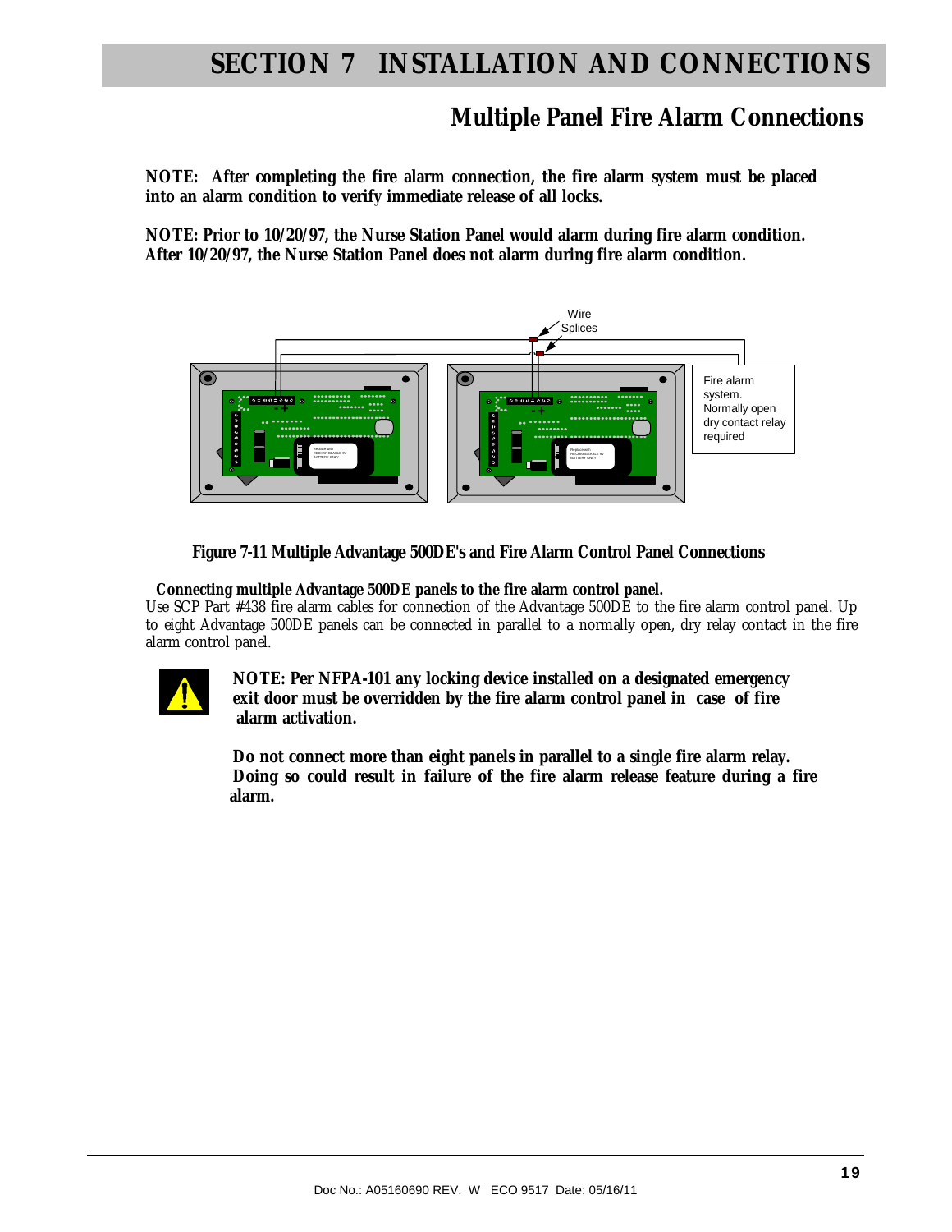# SECTION 7 INSTALLATION AND CONNECTIONS

## Multiple Panel Fire Alarm Connections

**NOTE: After completing the fire alarm connection, the fire alarm system must be placed into an alarm condition to verify immediate release of all locks.**

**NOTE: Prior to 10/20/97, the Nurse Station Panel would alarm during fire alarm condition. After 10/20/97, the Nurse Station Panel does not alarm during fire alarm condition.**

Wire Splices

Fire alarm system. Normally open dry contact relay required

**Figure 7-11 Multiple Advantage 500DE's and Fire Alarm Control Panel Connections**

**Connecting multiple Advantage 500DE panels to the fire alarm control panel.**

Use SCP Part #438 fire alarm cables for connection of the Advantage 500DE to the fire alarm control panel. Up to eight Advantage 500DE panels can be connected in parallel to a normally open, dry relay contact in the fire alarm control panel.

**NOTE: Per NFPA-101 any locking device installed on a designated emergency exit door must be overridden by the fire alarm control panel in case of fire alarm activation.**

**Do not connect more than eight panels in parallel to a single fire alarm relay. Doing so could result in failure of the fire alarm release feature during a fire alarm.**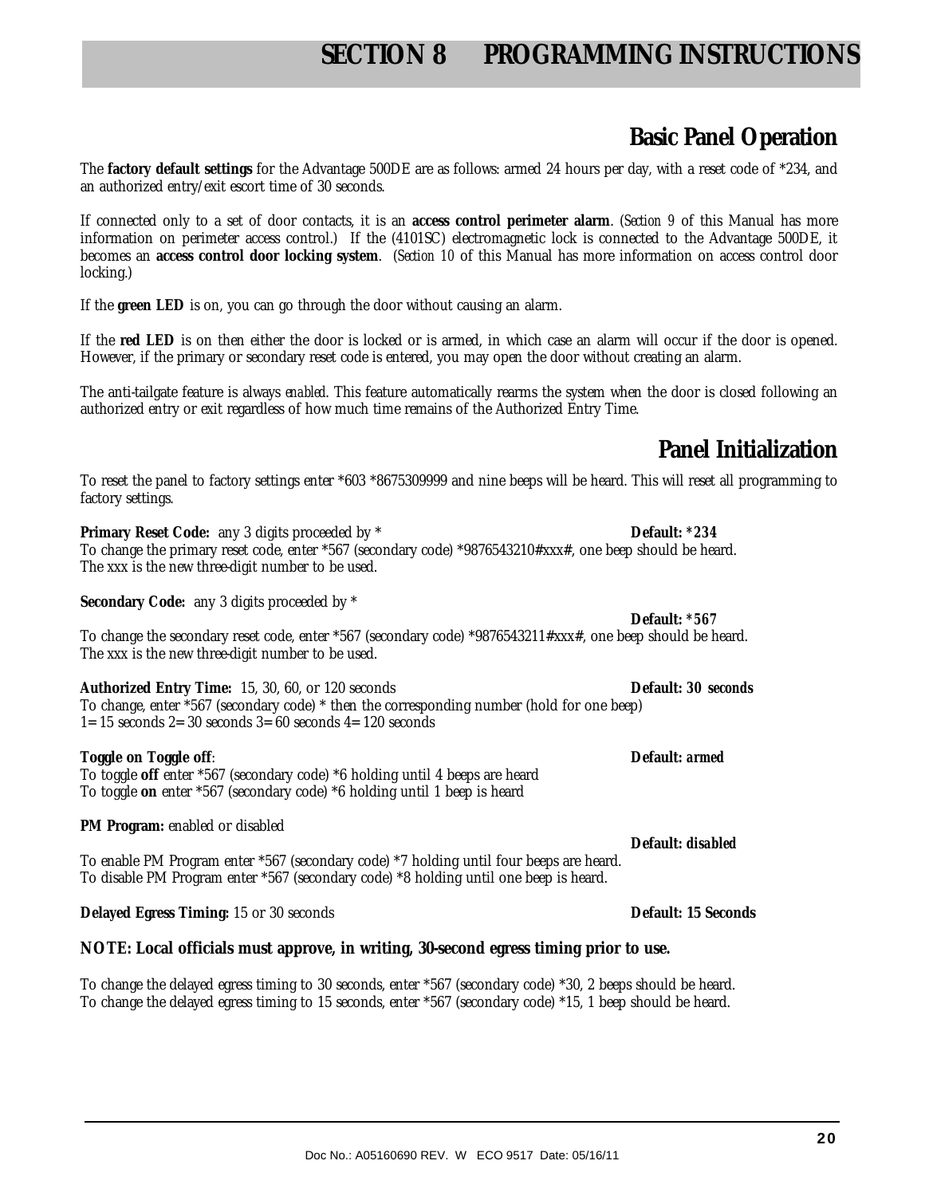# SECTION 8 PROGRAMMING INSTRUCTIONS

## Basic Panel Operation

The **factory default settings** for the Advantage 500DE are as follows: armed 24 hours per day, with a reset code of *234, and an authorized entry/exit escort time of 30 seconds.

If connected only to a set of door contacts, it is an **access control perimeter alarm**. (*Section 9* of this Manual has more information on perimeter access control.) If the (4101SC) electromagnetic lock is connected to the Advantage 500DE, it becomes an **access control door locking system**. (*Section 10* of this Manual has more information on access control door locking.)

If the **green LED** is on, you can go through the door without causing an alarm.

If the **red LED** is on then either the door is locked or is armed, in which case an alarm will occur if the door is opened. However, if the primary or secondary reset code is entered, you may open the door without creating an alarm.

The anti-tailgate feature is always *enabled*. This feature automatically rearms the system when the door is closed following an authorized entry or exit regardless of how much time remains of the Authorized Entry Time.

## Panel Initialization

To reset the panel to factory settings enter *603 *8675309999 and nine beeps will be heard. This will reset all programming to factory settings.

**Primary Reset Code:** any 3 digits proceeded by * **Default: *234**
To change the primary reset code, enter *567 (secondary code) *9876543210#xxx#, one beep should be heard.
The xxx is the new three-digit number to be used.

**Secondary Code:** any 3 digits proceeded by *
**Default: *567**
To change the secondary reset code, enter *567 (secondary code) *9876543211#xxx#, one beep should be heard.
The xxx is the new three-digit number to be used.

**Authorized Entry Time:** 15, 30, 60, or 120 seconds **Default: 30 seconds**
To change, enter *567 (secondary code) * then the corresponding number (hold for one beep)
1= 15 seconds 2= 30 seconds 3= 60 seconds 4= 120 seconds

**Toggle on Toggle off**: **Default: armed**
To toggle **off** enter *567 (secondary code) *6 holding until 4 beeps are heard
To toggle **on** enter *567 (secondary code) *6 holding until 1 beep is heard

**PM Program:** enabled or disabled
**Default: disabled**
To enable PM Program enter *567 (secondary code) *7 holding until four beeps are heard.
To disable PM Program enter *567 (secondary code) *8 holding until one beep is heard.

**Delayed Egress Timing:** 15 or 30 seconds **Default: 15 Seconds**

**NOTE: Local officials must approve, in writing, 30-second egress timing prior to use.**

To change the delayed egress timing to 30 seconds, enter *567 (secondary code) *30, 2 beeps should be heard.
To change the delayed egress timing to 15 seconds, enter *567 (secondary code) *15, 1 beep should be heard.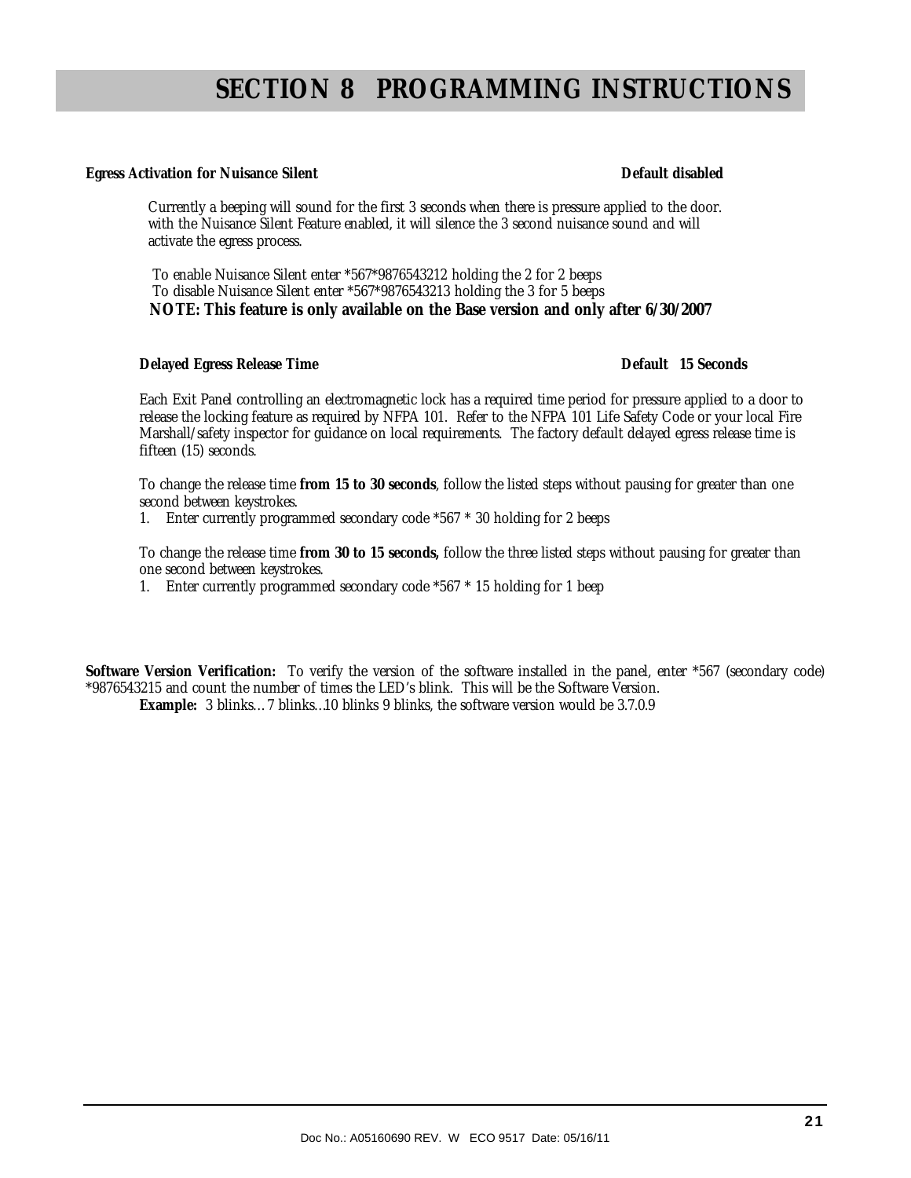# SECTION 8 PROGRAMMING INSTRUCTIONS

**Egress Activation for Nuisance Silent** **Default disabled**

Currently a beeping will sound for the first 3 seconds when there is pressure applied to the door. with the Nuisance Silent Feature enabled, it will silence the 3 second nuisance sound and will activate the egress process.

To enable Nuisance Silent enter *567*9876543212 holding the 2 for 2 beeps
To disable Nuisance Silent enter *567*9876543213 holding the 3 for 5 beeps
**NOTE: This feature is only available on the Base version and only after 6/30/2007**

**Delayed Egress Release Time** **Default 15 Seconds**

Each Exit Panel controlling an electromagnetic lock has a required time period for pressure applied to a door to release the locking feature as required by NFPA 101. Refer to the NFPA 101 Life Safety Code or your local Fire Marshall/safety inspector for guidance on local requirements. The factory default delayed egress release time is fifteen (15) seconds.

To change the release time **from 15 to 30 seconds**, follow the listed steps without pausing for greater than one second between keystrokes.

1. Enter currently programmed secondary code *567 * 30 holding for 2 beeps

To change the release time **from 30 to 15 seconds,** follow the three listed steps without pausing for greater than one second between keystrokes.

1. Enter currently programmed secondary code *567 * 15 holding for 1 beep

**Software Version Verification:** To verify the version of the software installed in the panel, enter *567 (secondary code) *9876543215 and count the number of times the LED's blink. This will be the Software Version.
**Example:** 3 blinks…7 blinks…10 blinks 9 blinks, the software version would be 3.7.0.9

Doc No.: A05160690 REV. W ECO 9517 Date: 05/16/11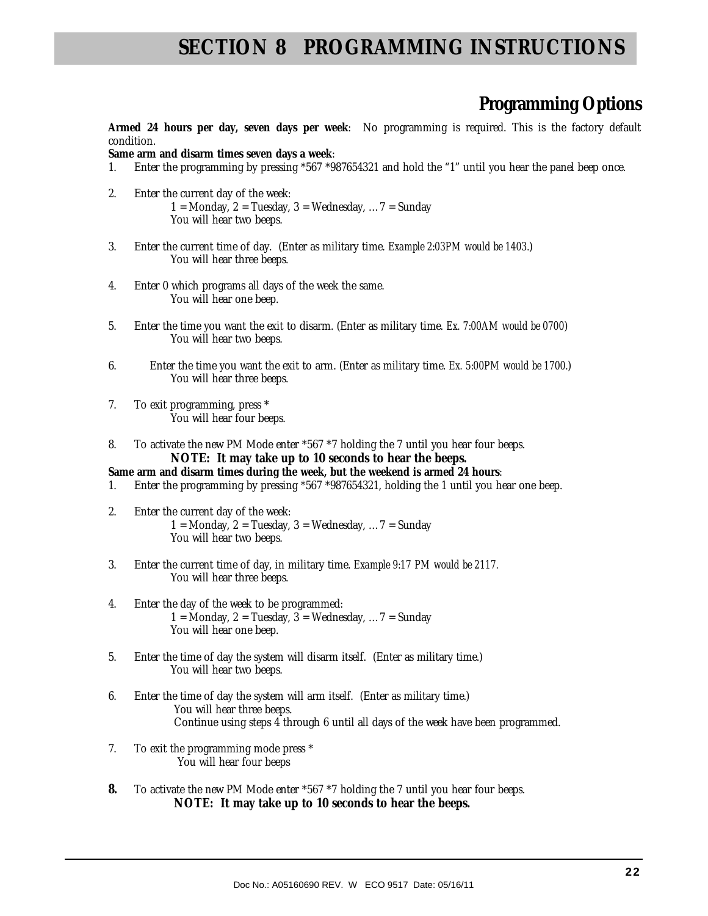# SECTION 8 PROGRAMMING INSTRUCTIONS

## Programming Options

**Armed 24 hours per day, seven days per week**: No programming is required. This is the factory default condition.

**Same arm and disarm times seven days a week**:

1. Enter the programming by pressing *567 *987654321 and hold the "1" until you hear the panel beep once.
2. Enter the current day of the week:
   1 = Monday, 2 = Tuesday, 3 = Wednesday, … 7 = Sunday
   You will hear two beeps.
3. Enter the current time of day. (Enter as military time. *Example 2:03PM would be 1403.*)
   You will hear three beeps.
4. Enter 0 which programs all days of the week the same.
   You will hear one beep.
5. Enter the time you want the exit to disarm. (Enter as military time. *Ex. 7:00AM would be 0700*)
   You will hear two beeps.
6. Enter the time you want the exit to arm. (Enter as military time. *Ex. 5:00PM would be 1700.*)
   You will hear three beeps.
7. To exit programming, press *
   You will hear four beeps.
8. To activate the new PM Mode enter *567 *7 holding the 7 until you hear four beeps.
   **NOTE: It may take up to 10 seconds to hear the beeps.**

**Same arm and disarm times during the week, but the weekend is armed 24 hours**:

1. Enter the programming by pressing *567 *987654321, holding the 1 until you hear one beep.
2. Enter the current day of the week:
   1 = Monday, 2 = Tuesday, 3 = Wednesday, … 7 = Sunday
   You will hear two beeps.
3. Enter the current time of day, in military time. *Example 9:17 PM would be 2117.*
   You will hear three beeps.
4. Enter the day of the week to be programmed:
   1 = Monday, 2 = Tuesday, 3 = Wednesday, … 7 = Sunday
   You will hear one beep.
5. Enter the time of day the system will disarm itself. (Enter as military time.)
   You will hear two beeps.
6. Enter the time of day the system will arm itself. (Enter as military time.)
   You will hear three beeps.
   Continue using steps 4 through 6 until all days of the week have been programmed.
7. To exit the programming mode press *
   You will hear four beeps
8. To activate the new PM Mode enter *567 *7 holding the 7 until you hear four beeps.
   **NOTE: It may take up to 10 seconds to hear the beeps.**

Doc No.: A05160690 REV. W ECO 9517 Date: 05/16/11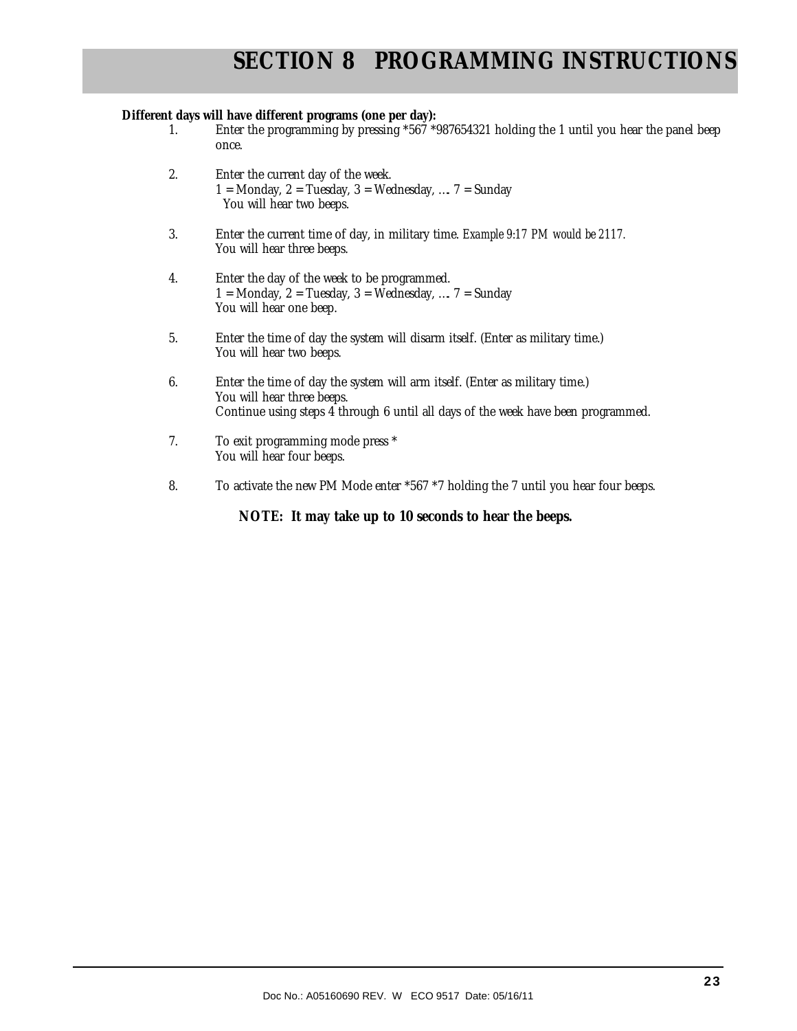# SECTION 8 PROGRAMMING INSTRUCTIONS

**Different days will have different programs (one per day):**

1. Enter the programming by pressing *567 *987654321 holding the 1 until you hear the panel beep once.

2. Enter the current day of the week.
   1 = Monday, 2 = Tuesday, 3 = Wednesday, …. 7 = Sunday
   You will hear two beeps.

3. Enter the current time of day, in military time. *Example 9:17 PM would be 2117.*
   You will hear three beeps.

4. Enter the day of the week to be programmed.
   1 = Monday, 2 = Tuesday, 3 = Wednesday, …. 7 = Sunday
   You will hear one beep.

5. Enter the time of day the system will disarm itself. (Enter as military time.)
   You will hear two beeps.

6. Enter the time of day the system will arm itself. (Enter as military time.)
   You will hear three beeps.
   Continue using steps 4 through 6 until all days of the week have been programmed.

7. To exit programming mode press *
   You will hear four beeps.

8. To activate the new PM Mode enter *567 *7 holding the 7 until you hear four beeps.

**NOTE: It may take up to 10 seconds to hear the beeps.**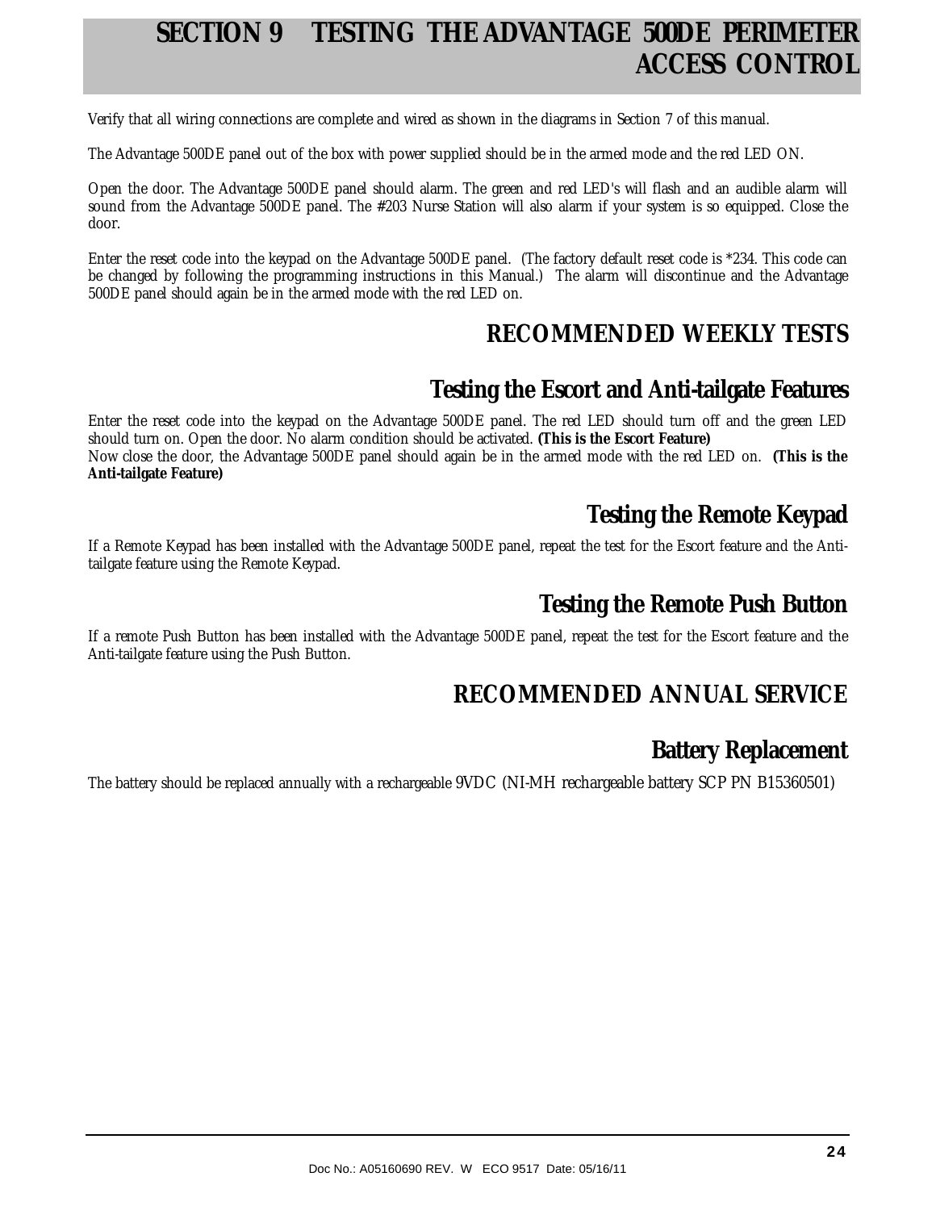# SECTION 9 TESTING THE ADVANTAGE 500DE PERIMETER ACCESS CONTROL

Verify that all wiring connections are complete and wired as shown in the diagrams in Section 7 of this manual.

The Advantage 500DE panel out of the box with power supplied should be in the armed mode and the red LED ON.

Open the door. The Advantage 500DE panel should alarm. The green and red LED's will flash and an audible alarm will sound from the Advantage 500DE panel. The #203 Nurse Station will also alarm if your system is so equipped. Close the door.

Enter the reset code into the keypad on the Advantage 500DE panel. (The factory default reset code is *234. This code can be changed by following the programming instructions in this Manual.) The alarm will discontinue and the Advantage 500DE panel should again be in the armed mode with the red LED on.

## RECOMMENDED WEEKLY TESTS

### Testing the Escort and Anti-tailgate Features

Enter the reset code into the keypad on the Advantage 500DE panel. The red LED should turn off and the green LED should turn on. Open the door. No alarm condition should be activated. **(This is the Escort Feature)**
Now close the door, the Advantage 500DE panel should again be in the armed mode with the red LED on. **(This is the Anti-tailgate Feature)**

### Testing the Remote Keypad

If a Remote Keypad has been installed with the Advantage 500DE panel, repeat the test for the Escort feature and the Anti-tailgate feature using the Remote Keypad.

### Testing the Remote Push Button

If a remote Push Button has been installed with the Advantage 500DE panel, repeat the test for the Escort feature and the Anti-tailgate feature using the Push Button.

## RECOMMENDED ANNUAL SERVICE

### Battery Replacement

The battery should be replaced annually with a rechargeable 9VDC (NI-MH rechargeable battery SCP PN B15360501)

Doc No.: A05160690 REV. W ECO 9517 Date: 05/16/11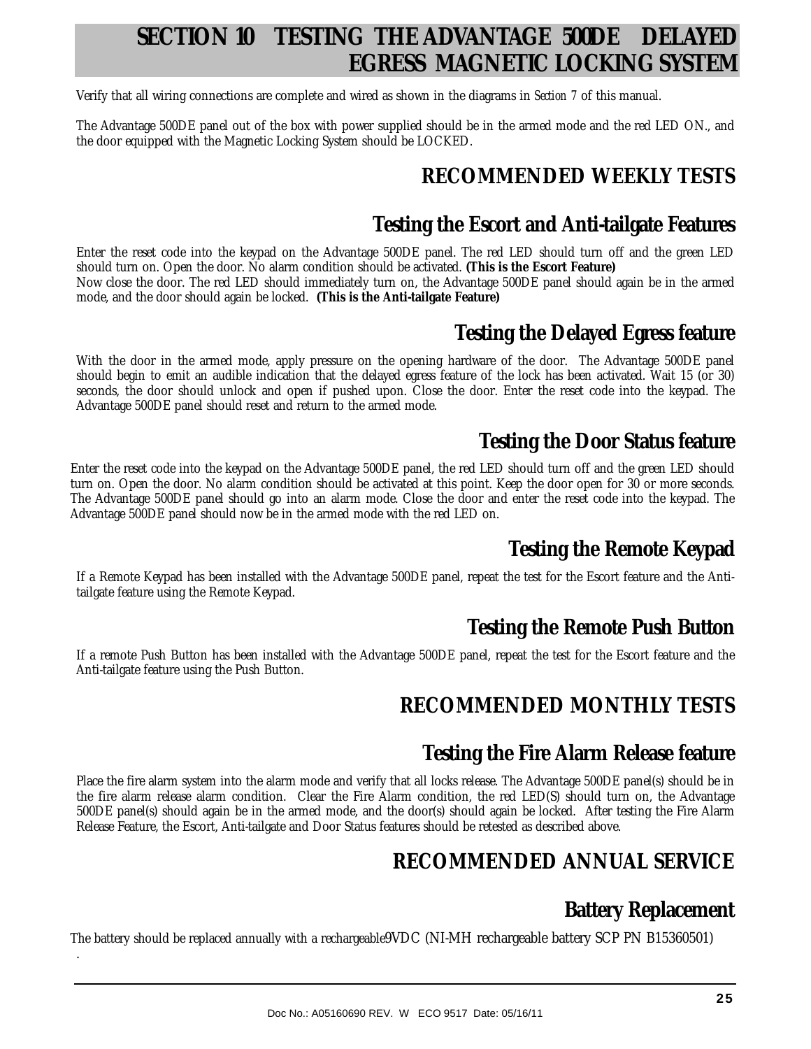# SECTION 10 TESTING THE ADVANTAGE 500DE DELAYED EGRESS MAGNETIC LOCKING SYSTEM

Verify that all wiring connections are complete and wired as shown in the diagrams in *Section 7* of this manual.

The Advantage 500DE panel out of the box with power supplied should be in the armed mode and the red LED ON., and the door equipped with the Magnetic Locking System should be LOCKED.

## RECOMMENDED WEEKLY TESTS

### Testing the Escort and Anti-tailgate Features

Enter the reset code into the keypad on the Advantage 500DE panel. The red LED should turn off and the green LED should turn on. Open the door. No alarm condition should be activated. **(This is the Escort Feature)**
Now close the door. The red LED should immediately turn on, the Advantage 500DE panel should again be in the armed mode, and the door should again be locked. **(This is the Anti-tailgate Feature)**

### Testing the Delayed Egress feature

With the door in the armed mode, apply pressure on the opening hardware of the door. The Advantage 500DE panel should begin to emit an audible indication that the delayed egress feature of the lock has been activated. Wait 15 (or 30) seconds, the door should unlock and open if pushed upon. Close the door. Enter the reset code into the keypad. The Advantage 500DE panel should reset and return to the armed mode.

### Testing the Door Status feature

Enter the reset code into the keypad on the Advantage 500DE panel, the red LED should turn off and the green LED should turn on. Open the door. No alarm condition should be activated at this point. Keep the door open for 30 or more seconds. The Advantage 500DE panel should go into an alarm mode. Close the door and enter the reset code into the keypad. The Advantage 500DE panel should now be in the armed mode with the red LED on.

### Testing the Remote Keypad

If a Remote Keypad has been installed with the Advantage 500DE panel, repeat the test for the Escort feature and the Anti-tailgate feature using the Remote Keypad.

### Testing the Remote Push Button

If a remote Push Button has been installed with the Advantage 500DE panel, repeat the test for the Escort feature and the Anti-tailgate feature using the Push Button.

## RECOMMENDED MONTHLY TESTS

### Testing the Fire Alarm Release feature

Place the fire alarm system into the alarm mode and verify that all locks release. The Advantage 500DE panel(s) should be in the fire alarm release alarm condition. Clear the Fire Alarm condition, the red LED(S) should turn on, the Advantage 500DE panel(s) should again be in the armed mode, and the door(s) should again be locked. After testing the Fire Alarm Release Feature, the Escort, Anti-tailgate and Door Status features should be retested as described above.

## RECOMMENDED ANNUAL SERVICE

### Battery Replacement

The battery should be replaced annually with a rechargeable9VDC (NI-MH rechargeable battery SCP PN B15360501)
.

Doc No.: A05160690 REV. W ECO 9517 Date: 05/16/11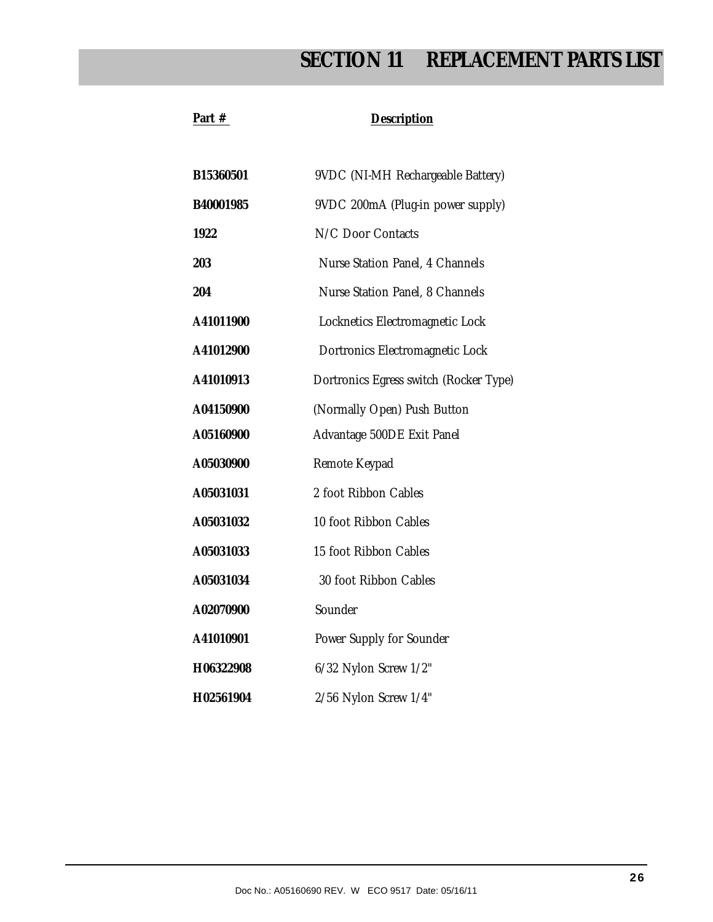# SECTION 11 REPLACEMENT PARTS LIST

| Part # | Description |
|---|---|
| **B15360501** | 9VDC (NI-MH Rechargeable Battery) |
| **B40001985** | 9VDC 200mA (Plug-in power supply) |
| **1922** | N/C Door Contacts |
| **203** | Nurse Station Panel, 4 Channels |
| **204** | Nurse Station Panel, 8 Channels |
| **A41011900** | Locknetics Electromagnetic Lock |
| **A41012900** | Dortronics Electromagnetic Lock |
| **A41010913** | Dortronics Egress switch (Rocker Type) |
| **A04150900** | (Normally Open) Push Button |
| **A05160900** | Advantage 500DE Exit Panel |
| **A05030900** | Remote Keypad |
| **A05031031** | 2 foot Ribbon Cables |
| **A05031032** | 10 foot Ribbon Cables |
| **A05031033** | 15 foot Ribbon Cables |
| **A05031034** | 30 foot Ribbon Cables |
| **A02070900** | Sounder |
| **A41010901** | Power Supply for Sounder |
| **H06322908** | 6/32 Nylon Screw 1/2" |
| **H02561904** | 2/56 Nylon Screw 1/4" |

Doc No.: A05160690 REV. W ECO 9517 Date: 05/16/11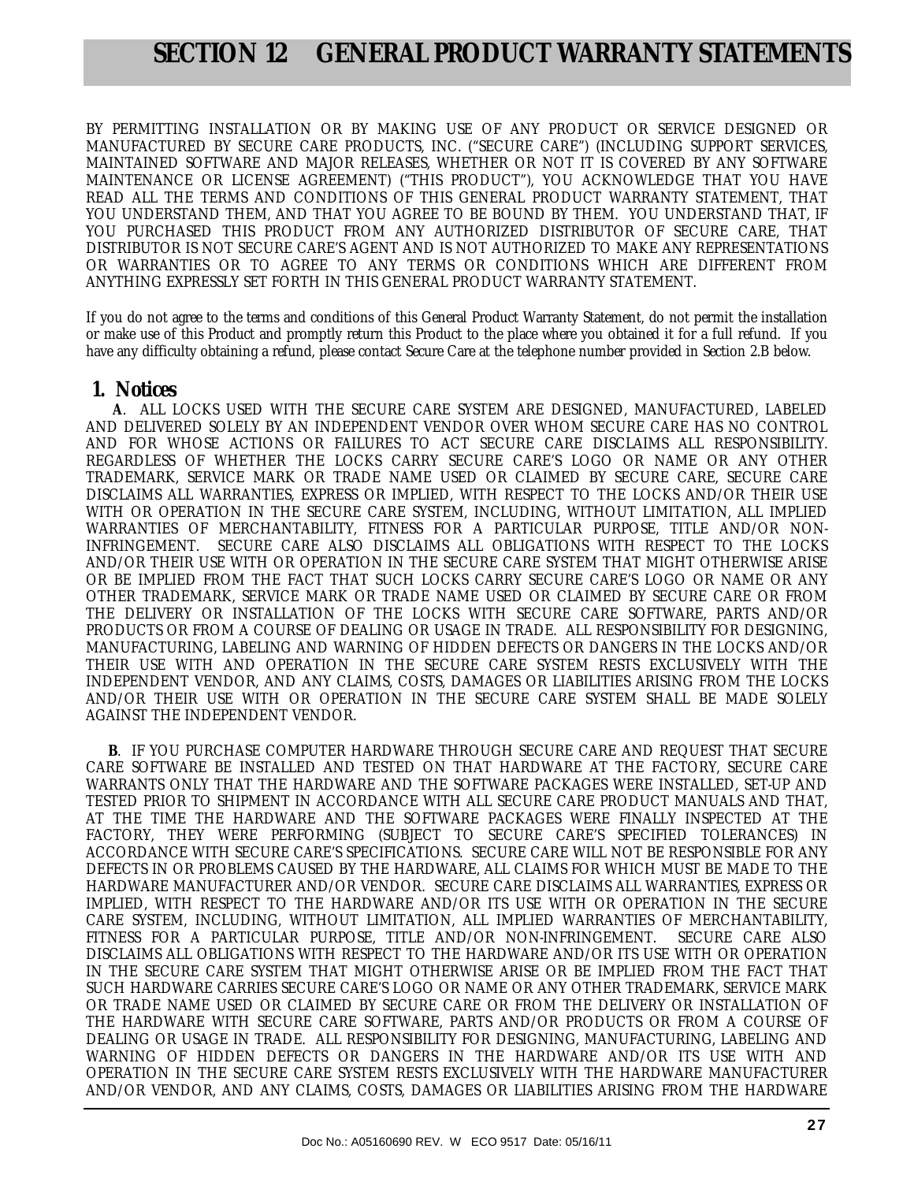# SECTION 12 GENERAL PRODUCT WARRANTY STATEMENTS

BY PERMITTING INSTALLATION OR BY MAKING USE OF ANY PRODUCT OR SERVICE DESIGNED OR MANUFACTURED BY SECURE CARE PRODUCTS, INC. ("SECURE CARE") (INCLUDING SUPPORT SERVICES, MAINTAINED SOFTWARE AND MAJOR RELEASES, WHETHER OR NOT IT IS COVERED BY ANY SOFTWARE MAINTENANCE OR LICENSE AGREEMENT) ("THIS PRODUCT"), YOU ACKNOWLEDGE THAT YOU HAVE READ ALL THE TERMS AND CONDITIONS OF THIS GENERAL PRODUCT WARRANTY STATEMENT, THAT YOU UNDERSTAND THEM, AND THAT YOU AGREE TO BE BOUND BY THEM. YOU UNDERSTAND THAT, IF YOU PURCHASED THIS PRODUCT FROM ANY AUTHORIZED DISTRIBUTOR OF SECURE CARE, THAT DISTRIBUTOR IS NOT SECURE CARE'S AGENT AND IS NOT AUTHORIZED TO MAKE ANY REPRESENTATIONS OR WARRANTIES OR TO AGREE TO ANY TERMS OR CONDITIONS WHICH ARE DIFFERENT FROM ANYTHING EXPRESSLY SET FORTH IN THIS GENERAL PRODUCT WARRANTY STATEMENT.

If you do not agree to the terms and conditions of this General Product Warranty Statement, do not permit the installation or make use of this Product and promptly return this Product to the place where you obtained it for a full refund. If you have any difficulty obtaining a refund, please contact Secure Care at the telephone number provided in Section 2.B below.

## 1. Notices

**A**. ALL LOCKS USED WITH THE SECURE CARE SYSTEM ARE DESIGNED, MANUFACTURED, LABELED AND DELIVERED SOLELY BY AN INDEPENDENT VENDOR OVER WHOM SECURE CARE HAS NO CONTROL AND FOR WHOSE ACTIONS OR FAILURES TO ACT SECURE CARE DISCLAIMS ALL RESPONSIBILITY. REGARDLESS OF WHETHER THE LOCKS CARRY SECURE CARE'S LOGO OR NAME OR ANY OTHER TRADEMARK, SERVICE MARK OR TRADE NAME USED OR CLAIMED BY SECURE CARE, SECURE CARE DISCLAIMS ALL WARRANTIES, EXPRESS OR IMPLIED, WITH RESPECT TO THE LOCKS AND/OR THEIR USE WITH OR OPERATION IN THE SECURE CARE SYSTEM, INCLUDING, WITHOUT LIMITATION, ALL IMPLIED WARRANTIES OF MERCHANTABILITY, FITNESS FOR A PARTICULAR PURPOSE, TITLE AND/OR NON-INFRINGEMENT. SECURE CARE ALSO DISCLAIMS ALL OBLIGATIONS WITH RESPECT TO THE LOCKS AND/OR THEIR USE WITH OR OPERATION IN THE SECURE CARE SYSTEM THAT MIGHT OTHERWISE ARISE OR BE IMPLIED FROM THE FACT THAT SUCH LOCKS CARRY SECURE CARE'S LOGO OR NAME OR ANY OTHER TRADEMARK, SERVICE MARK OR TRADE NAME USED OR CLAIMED BY SECURE CARE OR FROM THE DELIVERY OR INSTALLATION OF THE LOCKS WITH SECURE CARE SOFTWARE, PARTS AND/OR PRODUCTS OR FROM A COURSE OF DEALING OR USAGE IN TRADE. ALL RESPONSIBILITY FOR DESIGNING, MANUFACTURING, LABELING AND WARNING OF HIDDEN DEFECTS OR DANGERS IN THE LOCKS AND/OR THEIR USE WITH AND OPERATION IN THE SECURE CARE SYSTEM RESTS EXCLUSIVELY WITH THE INDEPENDENT VENDOR, AND ANY CLAIMS, COSTS, DAMAGES OR LIABILITIES ARISING FROM THE LOCKS AND/OR THEIR USE WITH OR OPERATION IN THE SECURE CARE SYSTEM SHALL BE MADE SOLELY AGAINST THE INDEPENDENT VENDOR.

**B**. IF YOU PURCHASE COMPUTER HARDWARE THROUGH SECURE CARE AND REQUEST THAT SECURE CARE SOFTWARE BE INSTALLED AND TESTED ON THAT HARDWARE AT THE FACTORY, SECURE CARE WARRANTS ONLY THAT THE HARDWARE AND THE SOFTWARE PACKAGES WERE INSTALLED, SET-UP AND TESTED PRIOR TO SHIPMENT IN ACCORDANCE WITH ALL SECURE CARE PRODUCT MANUALS AND THAT, AT THE TIME THE HARDWARE AND THE SOFTWARE PACKAGES WERE FINALLY INSPECTED AT THE FACTORY, THEY WERE PERFORMING (SUBJECT TO SECURE CARE'S SPECIFIED TOLERANCES) IN ACCORDANCE WITH SECURE CARE'S SPECIFICATIONS. SECURE CARE WILL NOT BE RESPONSIBLE FOR ANY DEFECTS IN OR PROBLEMS CAUSED BY THE HARDWARE, ALL CLAIMS FOR WHICH MUST BE MADE TO THE HARDWARE MANUFACTURER AND/OR VENDOR. SECURE CARE DISCLAIMS ALL WARRANTIES, EXPRESS OR IMPLIED, WITH RESPECT TO THE HARDWARE AND/OR ITS USE WITH OR OPERATION IN THE SECURE CARE SYSTEM, INCLUDING, WITHOUT LIMITATION, ALL IMPLIED WARRANTIES OF MERCHANTABILITY, FITNESS FOR A PARTICULAR PURPOSE, TITLE AND/OR NON-INFRINGEMENT. SECURE CARE ALSO DISCLAIMS ALL OBLIGATIONS WITH RESPECT TO THE HARDWARE AND/OR ITS USE WITH OR OPERATION IN THE SECURE CARE SYSTEM THAT MIGHT OTHERWISE ARISE OR BE IMPLIED FROM THE FACT THAT SUCH HARDWARE CARRIES SECURE CARE'S LOGO OR NAME OR ANY OTHER TRADEMARK, SERVICE MARK OR TRADE NAME USED OR CLAIMED BY SECURE CARE OR FROM THE DELIVERY OR INSTALLATION OF THE HARDWARE WITH SECURE CARE SOFTWARE, PARTS AND/OR PRODUCTS OR FROM A COURSE OF DEALING OR USAGE IN TRADE. ALL RESPONSIBILITY FOR DESIGNING, MANUFACTURING, LABELING AND WARNING OF HIDDEN DEFECTS OR DANGERS IN THE HARDWARE AND/OR ITS USE WITH AND OPERATION IN THE SECURE CARE SYSTEM RESTS EXCLUSIVELY WITH THE HARDWARE MANUFACTURER AND/OR VENDOR, AND ANY CLAIMS, COSTS, DAMAGES OR LIABILITIES ARISING FROM THE HARDWARE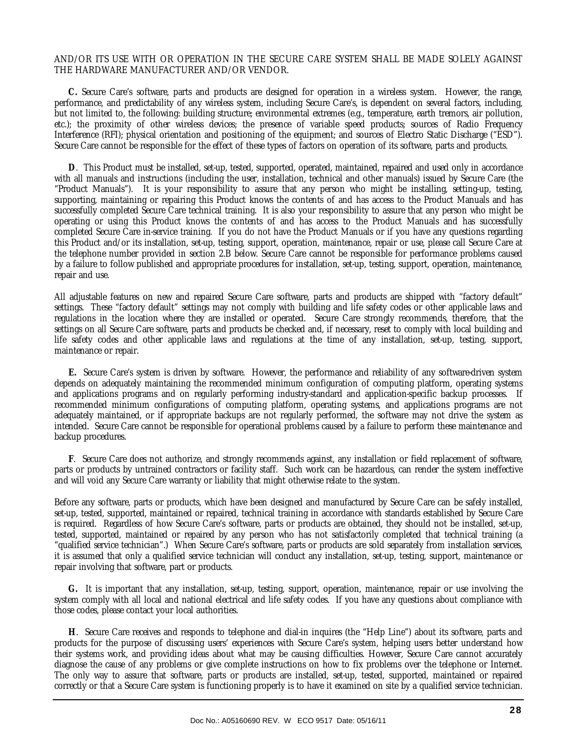AND/OR ITS USE WITH OR OPERATION IN THE SECURE CARE SYSTEM SHALL BE MADE SOLELY AGAINST THE HARDWARE MANUFACTURER AND/OR VENDOR.

**C.** Secure Care's software, parts and products are designed for operation in a wireless system. However, the range, performance, and predictability of any wireless system, including Secure Care's, is dependent on several factors, including, but not limited to, the following: building structure; environmental extremes (e.g., temperature, earth tremors, air pollution, etc.); the proximity of other wireless devices; the presence of variable speed products; sources of Radio Frequency Interference (RFI); physical orientation and positioning of the equipment; and sources of Electro Static Discharge ("ESD"). Secure Care cannot be responsible for the effect of these types of factors on operation of its software, parts and products.

**D**. This Product must be installed, set-up, tested, supported, operated, maintained, repaired and used only in accordance with all manuals and instructions (including the user, installation, technical and other manuals) issued by Secure Care (the "Product Manuals"). It is your responsibility to assure that any person who might be installing, setting-up, testing, supporting, maintaining or repairing this Product knows the contents of and has access to the Product Manuals and has successfully completed Secure Care technical training. It is also your responsibility to assure that any person who might be operating or using this Product knows the contents of and has access to the Product Manuals and has successfully completed Secure Care in-service training. If you do not have the Product Manuals or if you have any questions regarding this Product and/or its installation, set-up, testing, support, operation, maintenance, repair or use, please call Secure Care at the telephone number provided in section 2.B below. Secure Care cannot be responsible for performance problems caused by a failure to follow published and appropriate procedures for installation, set-up, testing, support, operation, maintenance, repair and use.

All adjustable features on new and repaired Secure Care software, parts and products are shipped with "factory default" settings. These "factory default" settings may not comply with building and life safety codes or other applicable laws and regulations in the location where they are installed or operated. Secure Care strongly recommends, therefore, that the settings on all Secure Care software, parts and products be checked and, if necessary, reset to comply with local building and life safety codes and other applicable laws and regulations at the time of any installation, set-up, testing, support, maintenance or repair.

**E.** Secure Care's system is driven by software. However, the performance and reliability of any software-driven system depends on adequately maintaining the recommended minimum configuration of computing platform, operating systems and applications programs and on regularly performing industry-standard and application-specific backup processes. If recommended minimum configurations of computing platform, operating systems, and applications programs are not adequately maintained, or if appropriate backups are not regularly performed, the software may not drive the system as intended. Secure Care cannot be responsible for operational problems caused by a failure to perform these maintenance and backup procedures.

**F**. Secure Care does not authorize, and strongly recommends against, any installation or field replacement of software, parts or products by untrained contractors or facility staff. Such work can be hazardous, can render the system ineffective and will void any Secure Care warranty or liability that might otherwise relate to the system.

Before any software, parts or products, which have been designed and manufactured by Secure Care can be safely installed, set-up, tested, supported, maintained or repaired, technical training in accordance with standards established by Secure Care is required. Regardless of how Secure Care's software, parts or products are obtained, they should not be installed, set-up, tested, supported, maintained or repaired by any person who has not satisfactorily completed that technical training (a "qualified service technician".) When Secure Care's software, parts or products are sold separately from installation services, it is assumed that only a qualified service technician will conduct any installation, set-up, testing, support, maintenance or repair involving that software, part or products.

**G.** It is important that any installation, set-up, testing, support, operation, maintenance, repair or use involving the system comply with all local and national electrical and life safety codes. If you have any questions about compliance with those codes, please contact your local authorities.

**H**. Secure Care receives and responds to telephone and dial-in inquires (the "Help Line") about its software, parts and products for the purpose of discussing users' experiences with Secure Care's system, helping users better understand how their systems work, and providing ideas about what may be causing difficulties. However, Secure Care cannot accurately diagnose the cause of any problems or give complete instructions on how to fix problems over the telephone or Internet. The only way to assure that software, parts or products are installed, set-up, tested, supported, maintained or repaired correctly or that a Secure Care system is functioning properly is to have it examined on site by a qualified service technician.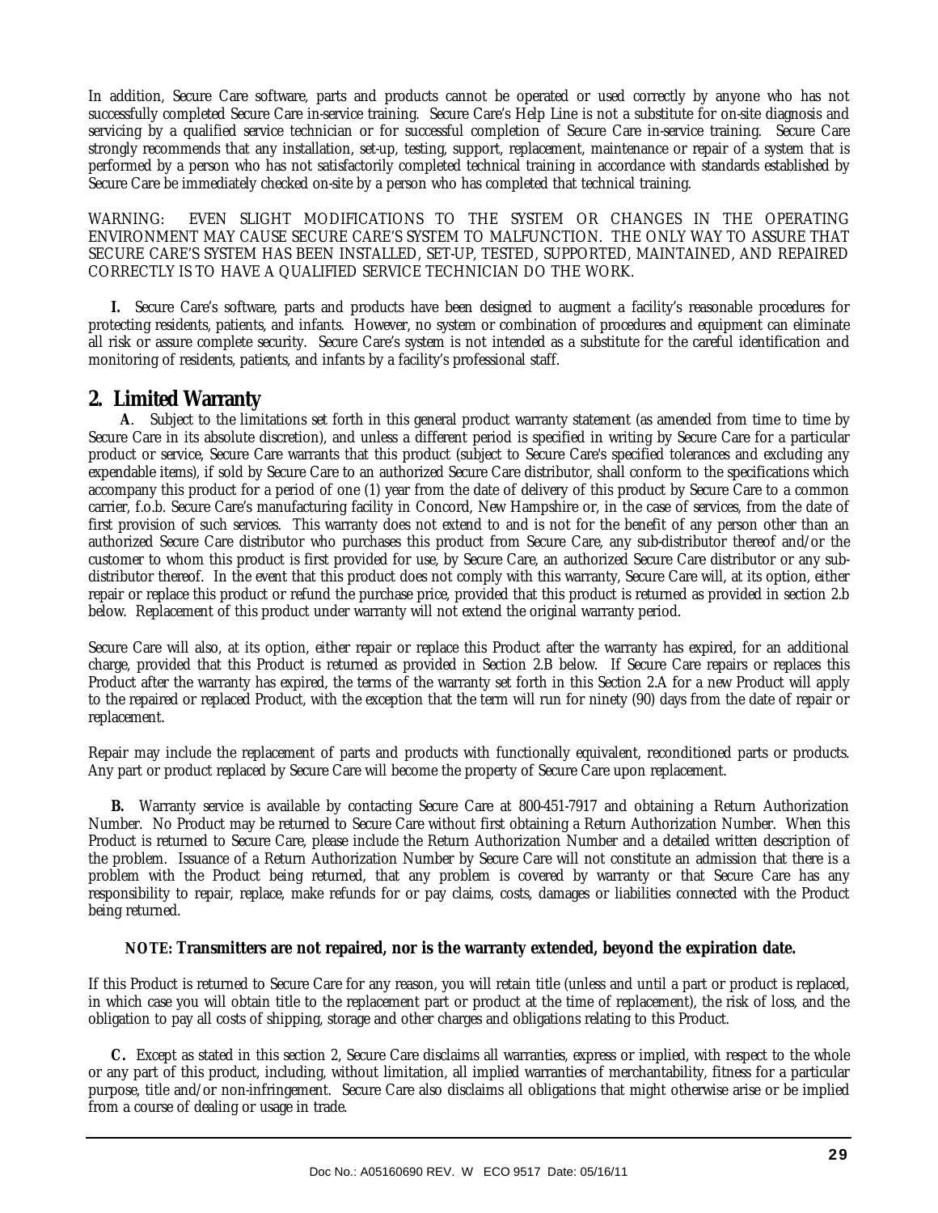In addition, Secure Care software, parts and products cannot be operated or used correctly by anyone who has not successfully completed Secure Care in-service training. Secure Care's Help Line is not a substitute for on-site diagnosis and servicing by a qualified service technician or for successful completion of Secure Care in-service training. Secure Care strongly recommends that any installation, set-up, testing, support, replacement, maintenance or repair of a system that is performed by a person who has not satisfactorily completed technical training in accordance with standards established by Secure Care be immediately checked on-site by a person who has completed that technical training.

WARNING: EVEN SLIGHT MODIFICATIONS TO THE SYSTEM OR CHANGES IN THE OPERATING ENVIRONMENT MAY CAUSE SECURE CARE'S SYSTEM TO MALFUNCTION. THE ONLY WAY TO ASSURE THAT SECURE CARE'S SYSTEM HAS BEEN INSTALLED, SET-UP, TESTED, SUPPORTED, MAINTAINED, AND REPAIRED CORRECTLY IS TO HAVE A QUALIFIED SERVICE TECHNICIAN DO THE WORK.

**I.** Secure Care's software, parts and products have been designed to augment a facility's reasonable procedures for protecting residents, patients, and infants. However, no system or combination of procedures and equipment can eliminate all risk or assure complete security. Secure Care's system is not intended as a substitute for the careful identification and monitoring of residents, patients, and infants by a facility's professional staff.

## 2. Limited Warranty

**A**. Subject to the limitations set forth in this general product warranty statement (as amended from time to time by Secure Care in its absolute discretion), and unless a different period is specified in writing by Secure Care for a particular product or service, Secure Care warrants that this product (subject to Secure Care's specified tolerances and excluding any expendable items), if sold by Secure Care to an authorized Secure Care distributor, shall conform to the specifications which accompany this product for a period of one (1) year from the date of delivery of this product by Secure Care to a common carrier, f.o.b. Secure Care's manufacturing facility in Concord, New Hampshire or, in the case of services, from the date of first provision of such services. This warranty does not extend to and is not for the benefit of any person other than an authorized Secure Care distributor who purchases this product from Secure Care, any sub-distributor thereof and/or the customer to whom this product is first provided for use, by Secure Care, an authorized Secure Care distributor or any sub-distributor thereof. In the event that this product does not comply with this warranty, Secure Care will, at its option, either repair or replace this product or refund the purchase price, provided that this product is returned as provided in section 2.b below. Replacement of this product under warranty will not extend the original warranty period.

Secure Care will also, at its option, either repair or replace this Product after the warranty has expired, for an additional charge, provided that this Product is returned as provided in Section 2.B below. If Secure Care repairs or replaces this Product after the warranty has expired, the terms of the warranty set forth in this Section 2.A for a new Product will apply to the repaired or replaced Product, with the exception that the term will run for ninety (90) days from the date of repair or replacement.

Repair may include the replacement of parts and products with functionally equivalent, reconditioned parts or products. Any part or product replaced by Secure Care will become the property of Secure Care upon replacement.

**B.** Warranty service is available by contacting Secure Care at 800-451-7917 and obtaining a Return Authorization Number. No Product may be returned to Secure Care without first obtaining a Return Authorization Number. When this Product is returned to Secure Care, please include the Return Authorization Number and a detailed written description of the problem. Issuance of a Return Authorization Number by Secure Care will not constitute an admission that there is a problem with the Product being returned, that any problem is covered by warranty or that Secure Care has any responsibility to repair, replace, make refunds for or pay claims, costs, damages or liabilities connected with the Product being returned.

**NOTE: Transmitters are not repaired, nor is the warranty extended, beyond the expiration date.**

If this Product is returned to Secure Care for any reason, you will retain title (unless and until a part or product is replaced, in which case you will obtain title to the replacement part or product at the time of replacement), the risk of loss, and the obligation to pay all costs of shipping, storage and other charges and obligations relating to this Product.

**C.** Except as stated in this section 2, Secure Care disclaims all warranties, express or implied, with respect to the whole or any part of this product, including, without limitation, all implied warranties of merchantability, fitness for a particular purpose, title and/or non-infringement. Secure Care also disclaims all obligations that might otherwise arise or be implied from a course of dealing or usage in trade.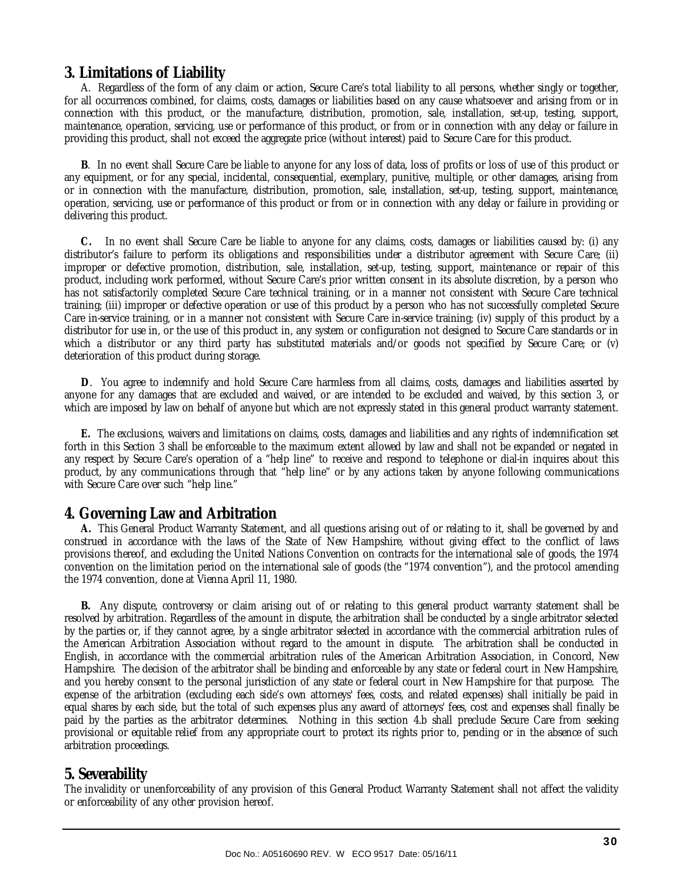## 3. Limitations of Liability

A. Regardless of the form of any claim or action, Secure Care's total liability to all persons, whether singly or together, for all occurrences combined, for claims, costs, damages or liabilities based on any cause whatsoever and arising from or in connection with this product, or the manufacture, distribution, promotion, sale, installation, set-up, testing, support, maintenance, operation, servicing, use or performance of this product, or from or in connection with any delay or failure in providing this product, shall not exceed the aggregate price (without interest) paid to Secure Care for this product.

**B**. In no event shall Secure Care be liable to anyone for any loss of data, loss of profits or loss of use of this product or any equipment, or for any special, incidental, consequential, exemplary, punitive, multiple, or other damages, arising from or in connection with the manufacture, distribution, promotion, sale, installation, set-up, testing, support, maintenance, operation, servicing, use or performance of this product or from or in connection with any delay or failure in providing or delivering this product.

**C.** In no event shall Secure Care be liable to anyone for any claims, costs, damages or liabilities caused by: (i) any distributor's failure to perform its obligations and responsibilities under a distributor agreement with Secure Care; (ii) improper or defective promotion, distribution, sale, installation, set-up, testing, support, maintenance or repair of this product, including work performed, without Secure Care's prior written consent in its absolute discretion, by a person who has not satisfactorily completed Secure Care technical training, or in a manner not consistent with Secure Care technical training; (iii) improper or defective operation or use of this product by a person who has not successfully completed Secure Care in-service training, or in a manner not consistent with Secure Care in-service training; (iv) supply of this product by a distributor for use in, or the use of this product in, any system or configuration not designed to Secure Care standards or in which a distributor or any third party has substituted materials and/or goods not specified by Secure Care; or (v) deterioration of this product during storage.

**D**. You agree to indemnify and hold Secure Care harmless from all claims, costs, damages and liabilities asserted by anyone for any damages that are excluded and waived, or are intended to be excluded and waived, by this section 3, or which are imposed by law on behalf of anyone but which are not expressly stated in this general product warranty statement.

**E.** The exclusions, waivers and limitations on claims, costs, damages and liabilities and any rights of indemnification set forth in this Section 3 shall be enforceable to the maximum extent allowed by law and shall not be expanded or negated in any respect by Secure Care's operation of a "help line" to receive and respond to telephone or dial-in inquires about this product, by any communications through that "help line" or by any actions taken by anyone following communications with Secure Care over such "help line."

## 4. Governing Law and Arbitration

**A.** This General Product Warranty Statement, and all questions arising out of or relating to it, shall be governed by and construed in accordance with the laws of the State of New Hampshire, without giving effect to the conflict of laws provisions thereof, and excluding the United Nations Convention on contracts for the international sale of goods, the 1974 convention on the limitation period on the international sale of goods (the "1974 convention"), and the protocol amending the 1974 convention, done at Vienna April 11, 1980.

**B.** Any dispute, controversy or claim arising out of or relating to this general product warranty statement shall be resolved by arbitration. Regardless of the amount in dispute, the arbitration shall be conducted by a single arbitrator selected by the parties or, if they cannot agree, by a single arbitrator selected in accordance with the commercial arbitration rules of the American Arbitration Association without regard to the amount in dispute. The arbitration shall be conducted in English, in accordance with the commercial arbitration rules of the American Arbitration Association, in Concord, New Hampshire. The decision of the arbitrator shall be binding and enforceable by any state or federal court in New Hampshire, and you hereby consent to the personal jurisdiction of any state or federal court in New Hampshire for that purpose. The expense of the arbitration (excluding each side's own attorneys' fees, costs, and related expenses) shall initially be paid in equal shares by each side, but the total of such expenses plus any award of attorneys' fees, cost and expenses shall finally be paid by the parties as the arbitrator determines. Nothing in this section 4.b shall preclude Secure Care from seeking provisional or equitable relief from any appropriate court to protect its rights prior to, pending or in the absence of such arbitration proceedings.

## 5. Severability

The invalidity or unenforceability of any provision of this General Product Warranty Statement shall not affect the validity or enforceability of any other provision hereof.

Doc No.: A05160690 REV. W ECO 9517 Date: 05/16/11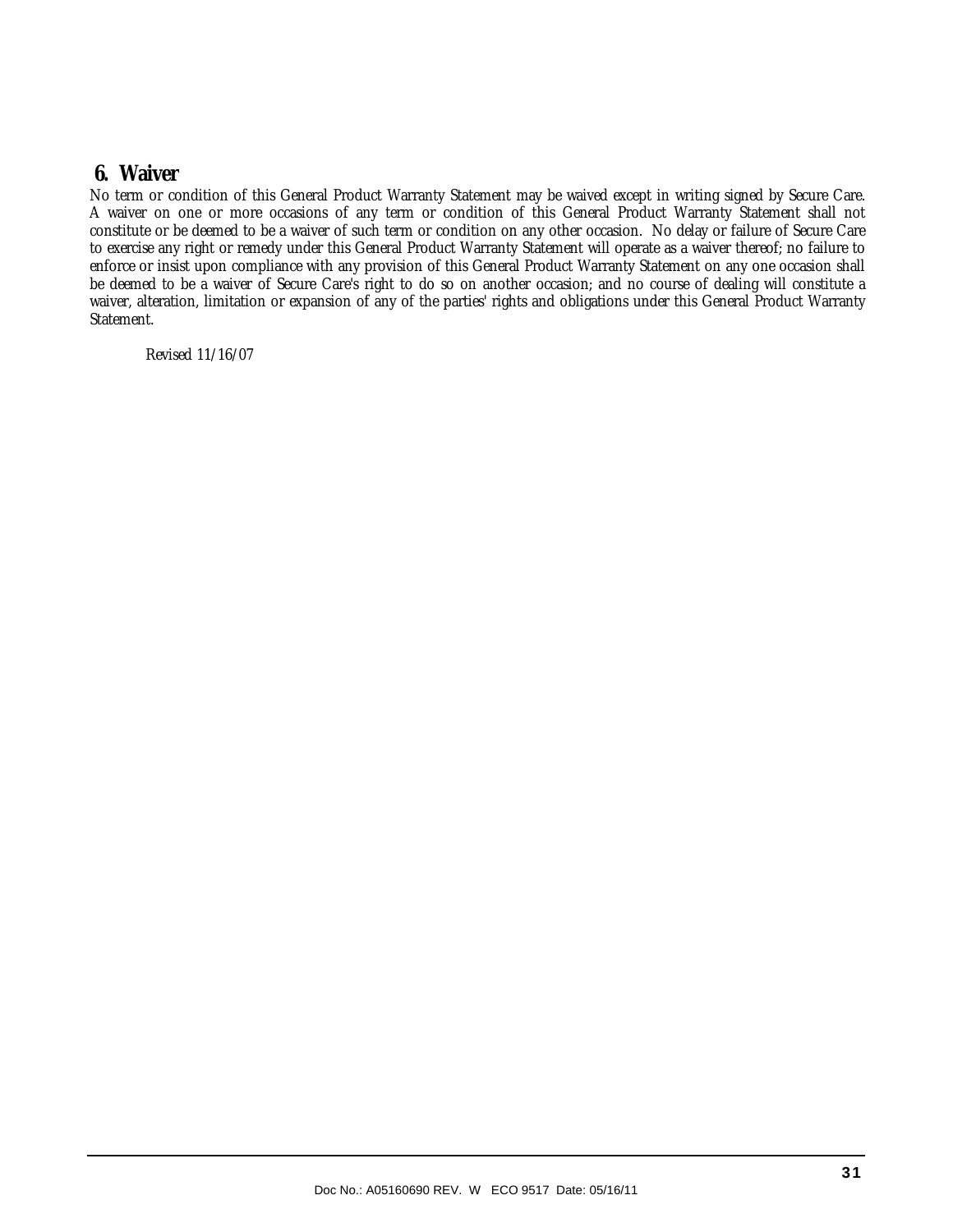## 6. Waiver

No term or condition of this General Product Warranty Statement may be waived except in writing signed by Secure Care. A waiver on one or more occasions of any term or condition of this General Product Warranty Statement shall not constitute or be deemed to be a waiver of such term or condition on any other occasion. No delay or failure of Secure Care to exercise any right or remedy under this General Product Warranty Statement will operate as a waiver thereof; no failure to enforce or insist upon compliance with any provision of this General Product Warranty Statement on any one occasion shall be deemed to be a waiver of Secure Care's right to do so on another occasion; and no course of dealing will constitute a waiver, alteration, limitation or expansion of any of the parties' rights and obligations under this General Product Warranty Statement.

Revised 11/16/07